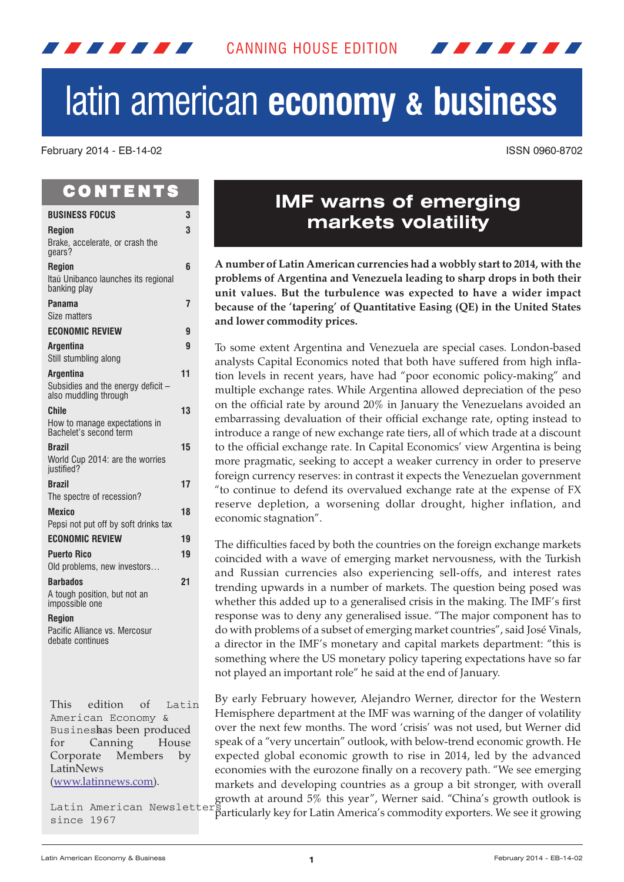CANNING HOUSE EDITION

# latin american **economy & business**

February 2014 - EB-14-02

ISSN 0960-8702

## CONTENTS

| | |
|---|---|
| **BUSINESS FOCUS** | **3** |
| **Region** | **3** |
| Brake, accelerate, or crash the gears? | |
| **Region** | **6** |
| Itaú Unibanco launches its regional banking play | |
| **Panama** | **7** |
| Size matters | |
| **ECONOMIC REVIEW** | **9** |
| **Argentina** | **9** |
| Still stumbling along | |
| **Argentina** | **11** |
| Subsidies and the energy deficit – also muddling through | |
| **Chile** | **13** |
| How to manage expectations in Bachelet's second term | |
| **Brazil** | **15** |
| World Cup 2014: are the worries justified? | |
| **Brazil** | **17** |
| The spectre of recession? | |
| **Mexico** | **18** |
| Pepsi not put off by soft drinks tax | |
| **ECONOMIC REVIEW** | **19** |
| **Puerto Rico** | **19** |
| Old problems, new investors… | |
| **Barbados** | **21** |
| A tough position, but not an impossible one | |
| **Region** | |
| Pacific Alliance vs. Mercosur debate continues | |

This edition of Latin American Economy & Business has been produced for Canning House Corporate Members by LatinNews (www.latinnews.com).

Latin American Newsletters since 1967

# IMF warns of emerging markets volatility

**A number of Latin American currencies had a wobbly start to 2014, with the problems of Argentina and Venezuela leading to sharp drops in both their unit values. But the turbulence was expected to have a wider impact because of the 'tapering' of Quantitative Easing (QE) in the United States and lower commodity prices.**

To some extent Argentina and Venezuela are special cases. London-based analysts Capital Economics noted that both have suffered from high inflation levels in recent years, have had "poor economic policy-making" and multiple exchange rates. While Argentina allowed depreciation of the peso on the official rate by around 20% in January the Venezuelans avoided an embarrassing devaluation of their official exchange rate, opting instead to introduce a range of new exchange rate tiers, all of which trade at a discount to the official exchange rate. In Capital Economics' view Argentina is being more pragmatic, seeking to accept a weaker currency in order to preserve foreign currency reserves: in contrast it expects the Venezuelan government "to continue to defend its overvalued exchange rate at the expense of FX reserve depletion, a worsening dollar drought, higher inflation, and economic stagnation".

The difficulties faced by both the countries on the foreign exchange markets coincided with a wave of emerging market nervousness, with the Turkish and Russian currencies also experiencing sell-offs, and interest rates trending upwards in a number of markets. The question being posed was whether this added up to a generalised crisis in the making. The IMF's first response was to deny any generalised issue. "The major component has to do with problems of a subset of emerging market countries", said José Vinals, a director in the IMF's monetary and capital markets department: "this is something where the US monetary policy tapering expectations have so far not played an important role" he said at the end of January.

By early February however, Alejandro Werner, director for the Western Hemisphere department at the IMF was warning of the danger of volatility over the next few months. The word 'crisis' was not used, but Werner did speak of a "very uncertain" outlook, with below-trend economic growth. He expected global economic growth to rise in 2014, led by the advanced economies with the eurozone finally on a recovery path. "We see emerging markets and developing countries as a group a bit stronger, with overall growth at around 5% this year", Werner said. "China's growth outlook is particularly key for Latin America's commodity exporters. We see it growing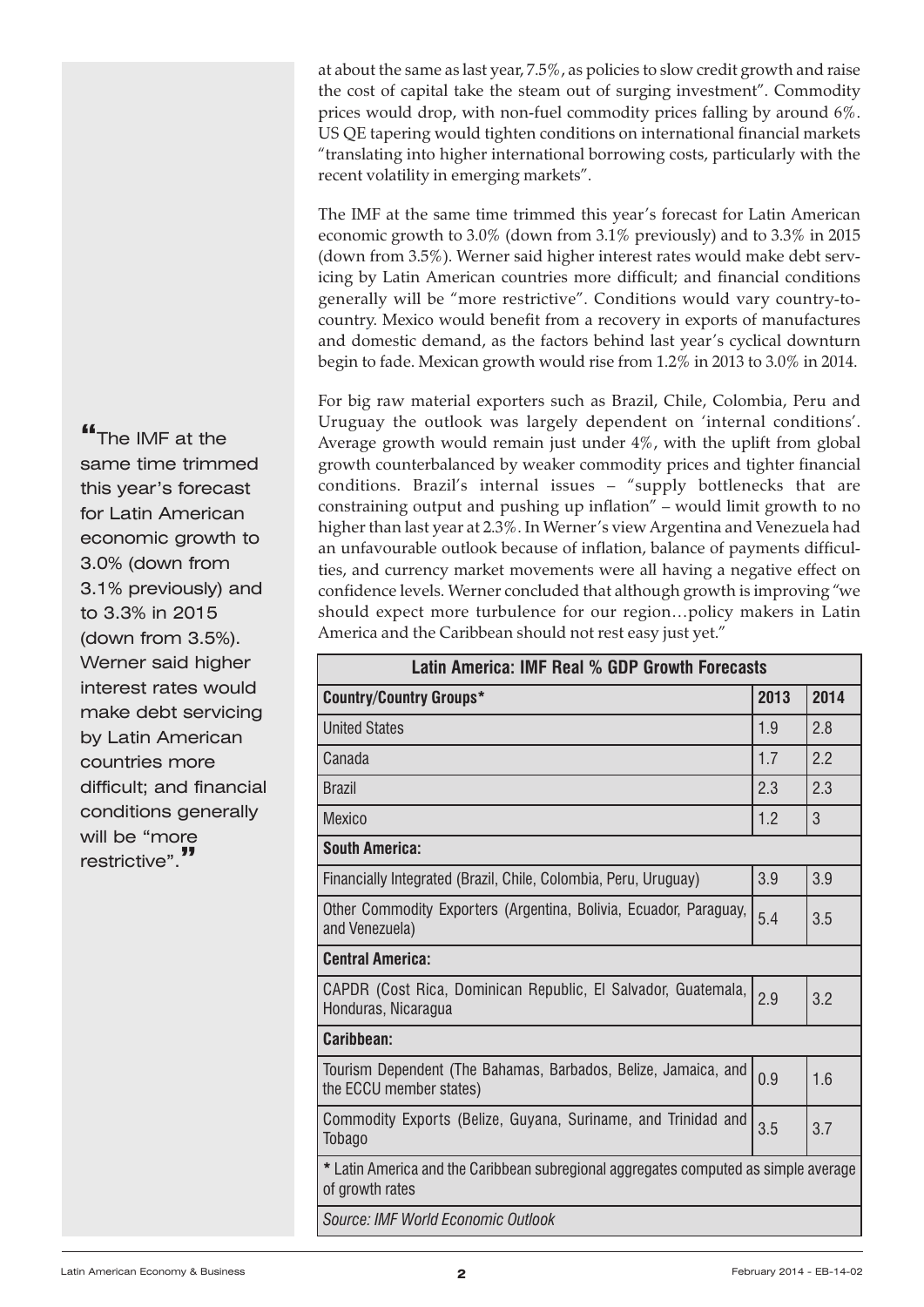at about the same as last year, 7.5%, as policies to slow credit growth and raise the cost of capital take the steam out of surging investment". Commodity prices would drop, with non-fuel commodity prices falling by around 6%. US QE tapering would tighten conditions on international financial markets "translating into higher international borrowing costs, particularly with the recent volatility in emerging markets".

The IMF at the same time trimmed this year's forecast for Latin American economic growth to 3.0% (down from 3.1% previously) and to 3.3% in 2015 (down from 3.5%). Werner said higher interest rates would make debt servicing by Latin American countries more difficult; and financial conditions generally will be "more restrictive". Conditions would vary country-to-country. Mexico would benefit from a recovery in exports of manufactures and domestic demand, as the factors behind last year's cyclical downturn begin to fade. Mexican growth would rise from 1.2% in 2013 to 3.0% in 2014.

> "The IMF at the same time trimmed this year's forecast for Latin American economic growth to 3.0% (down from 3.1% previously) and to 3.3% in 2015 (down from 3.5%). Werner said higher interest rates would make debt servicing by Latin American countries more difficult; and financial conditions generally will be "more restrictive"."

For big raw material exporters such as Brazil, Chile, Colombia, Peru and Uruguay the outlook was largely dependent on 'internal conditions'. Average growth would remain just under 4%, with the uplift from global growth counterbalanced by weaker commodity prices and tighter financial conditions. Brazil's internal issues – "supply bottlenecks that are constraining output and pushing up inflation" – would limit growth to no higher than last year at 2.3%. In Werner's view Argentina and Venezuela had an unfavourable outlook because of inflation, balance of payments difficulties, and currency market movements were all having a negative effect on confidence levels. Werner concluded that although growth is improving "we should expect more turbulence for our region…policy makers in Latin America and the Caribbean should not rest easy just yet."

**Latin America: IMF Real % GDP Growth Forecasts**

| Country/Country Groups* | 2013 | 2014 |
|---|---|---|
| United States | 1.9 | 2.8 |
| Canada | 1.7 | 2.2 |
| Brazil | 2.3 | 2.3 |
| Mexico | 1.2 | 3 |
| **South America:** | | |
| Financially Integrated (Brazil, Chile, Colombia, Peru, Uruguay) | 3.9 | 3.9 |
| Other Commodity Exporters (Argentina, Bolivia, Ecuador, Paraguay, and Venezuela) | 5.4 | 3.5 |
| **Central America:** | | |
| CAPDR (Cost Rica, Dominican Republic, El Salvador, Guatemala, Honduras, Nicaragua | 2.9 | 3.2 |
| **Caribbean:** | | |
| Tourism Dependent (The Bahamas, Barbados, Belize, Jamaica, and the ECCU member states) | 0.9 | 1.6 |
| Commodity Exports (Belize, Guyana, Suriname, and Trinidad and Tobago | 3.5 | 3.7 |

\* Latin America and the Caribbean subregional aggregates computed as simple average of growth rates

*Source: IMF World Economic Outlook*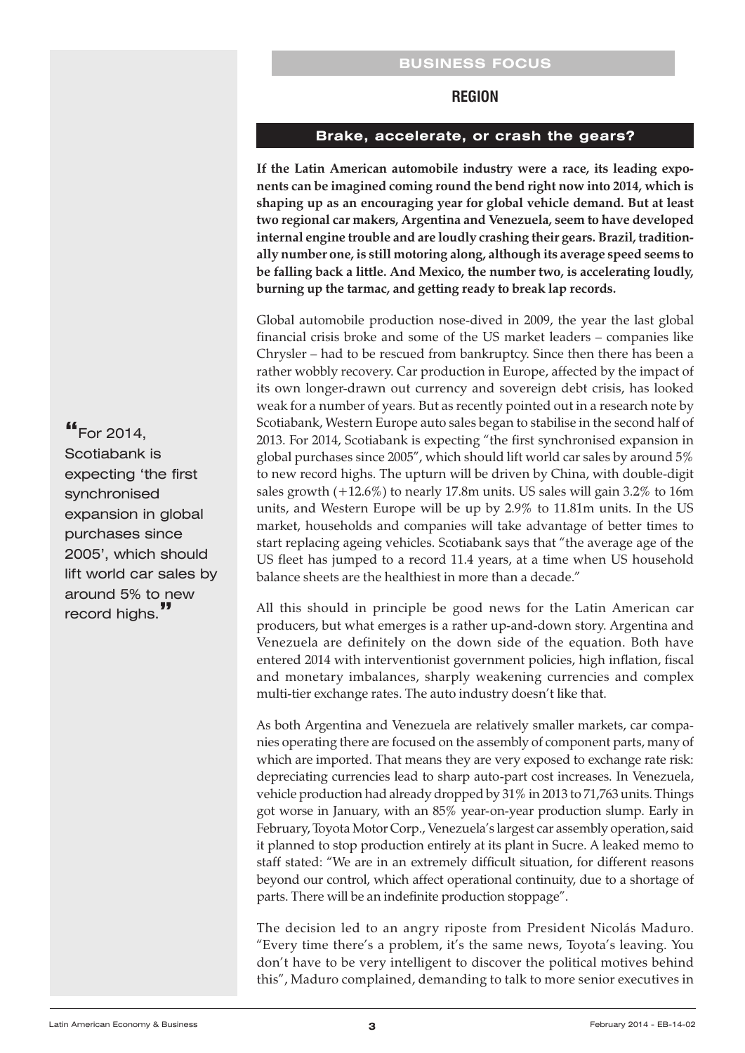BUSINESS FOCUS

## REGION

### Brake, accelerate, or crash the gears?

**If the Latin American automobile industry were a race, its leading exponents can be imagined coming round the bend right now into 2014, which is shaping up as an encouraging year for global vehicle demand. But at least two regional car makers, Argentina and Venezuela, seem to have developed internal engine trouble and are loudly crashing their gears. Brazil, traditionally number one, is still motoring along, although its average speed seems to be falling back a little. And Mexico, the number two, is accelerating loudly, burning up the tarmac, and getting ready to break lap records.**

Global automobile production nose-dived in 2009, the year the last global financial crisis broke and some of the US market leaders – companies like Chrysler – had to be rescued from bankruptcy. Since then there has been a rather wobbly recovery. Car production in Europe, affected by the impact of its own longer-drawn out currency and sovereign debt crisis, has looked weak for a number of years. But as recently pointed out in a research note by Scotiabank, Western Europe auto sales began to stabilise in the second half of 2013. For 2014, Scotiabank is expecting "the first synchronised expansion in global purchases since 2005", which should lift world car sales by around 5% to new record highs. The upturn will be driven by China, with double-digit sales growth (+12.6%) to nearly 17.8m units. US sales will gain 3.2% to 16m units, and Western Europe will be up by 2.9% to 11.81m units. In the US market, households and companies will take advantage of better times to start replacing ageing vehicles. Scotiabank says that "the average age of the US fleet has jumped to a record 11.4 years, at a time when US household balance sheets are the healthiest in more than a decade."

> "For 2014, Scotiabank is expecting 'the first synchronised expansion in global purchases since 2005', which should lift world car sales by around 5% to new record highs."

All this should in principle be good news for the Latin American car producers, but what emerges is a rather up-and-down story. Argentina and Venezuela are definitely on the down side of the equation. Both have entered 2014 with interventionist government policies, high inflation, fiscal and monetary imbalances, sharply weakening currencies and complex multi-tier exchange rates. The auto industry doesn't like that.

As both Argentina and Venezuela are relatively smaller markets, car companies operating there are focused on the assembly of component parts, many of which are imported. That means they are very exposed to exchange rate risk: depreciating currencies lead to sharp auto-part cost increases. In Venezuela, vehicle production had already dropped by 31% in 2013 to 71,763 units. Things got worse in January, with an 85% year-on-year production slump. Early in February, Toyota Motor Corp., Venezuela's largest car assembly operation, said it planned to stop production entirely at its plant in Sucre. A leaked memo to staff stated: "We are in an extremely difficult situation, for different reasons beyond our control, which affect operational continuity, due to a shortage of parts. There will be an indefinite production stoppage".

The decision led to an angry riposte from President Nicolás Maduro. "Every time there's a problem, it's the same news, Toyota's leaving. You don't have to be very intelligent to discover the political motives behind this", Maduro complained, demanding to talk to more senior executives in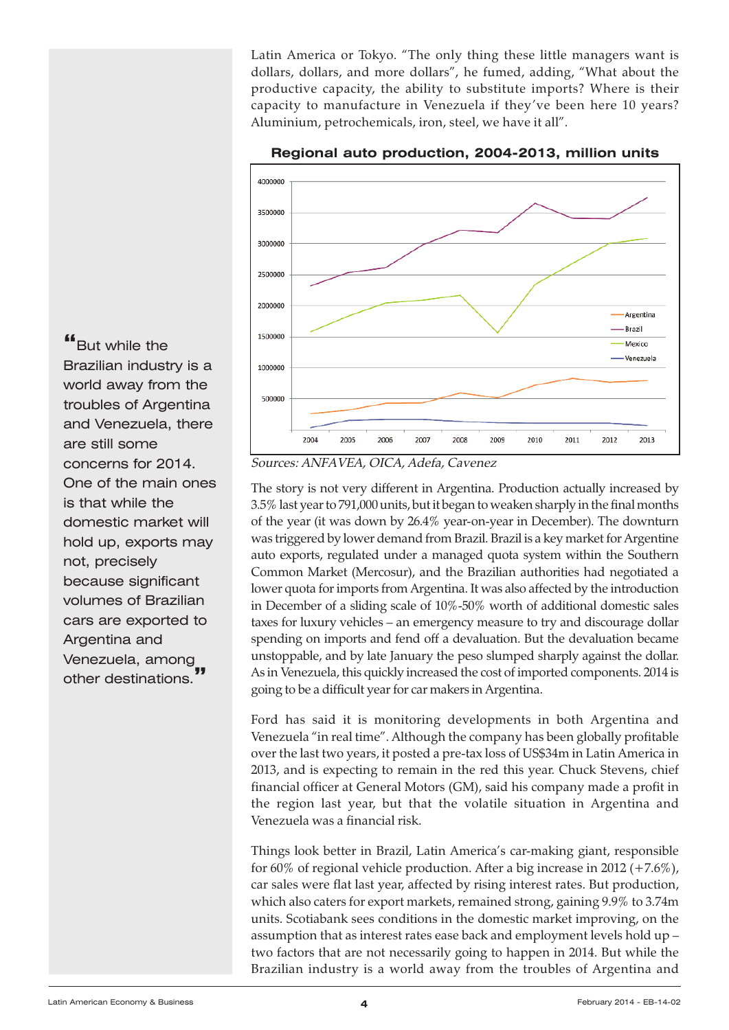Latin America or Tokyo. "The only thing these little managers want is dollars, dollars, and more dollars", he fumed, adding, "What about the productive capacity, the ability to substitute imports? Where is their capacity to manufacture in Venezuela if they've been here 10 years? Aluminium, petrochemicals, iron, steel, we have it all".

**Regional auto production, 2004-2013, million units**

*Sources: ANFAVEA, OICA, Adefa, Cavenez*

> "But while the Brazilian industry is a world away from the troubles of Argentina and Venezuela, there are still some concerns for 2014. One of the main ones is that while the domestic market will hold up, exports may not, precisely because significant volumes of Brazilian cars are exported to Argentina and Venezuela, among other destinations."

The story is not very different in Argentina. Production actually increased by 3.5% last year to 791,000 units, but it began to weaken sharply in the final months of the year (it was down by 26.4% year-on-year in December). The downturn was triggered by lower demand from Brazil. Brazil is a key market for Argentine auto exports, regulated under a managed quota system within the Southern Common Market (Mercosur), and the Brazilian authorities had negotiated a lower quota for imports from Argentina. It was also affected by the introduction in December of a sliding scale of 10%-50% worth of additional domestic sales taxes for luxury vehicles – an emergency measure to try and discourage dollar spending on imports and fend off a devaluation. But the devaluation became unstoppable, and by late January the peso slumped sharply against the dollar. As in Venezuela, this quickly increased the cost of imported components. 2014 is going to be a difficult year for car makers in Argentina.

Ford has said it is monitoring developments in both Argentina and Venezuela "in real time". Although the company has been globally profitable over the last two years, it posted a pre-tax loss of US$34m in Latin America in 2013, and is expecting to remain in the red this year. Chuck Stevens, chief financial officer at General Motors (GM), said his company made a profit in the region last year, but that the volatile situation in Argentina and Venezuela was a financial risk.

Things look better in Brazil, Latin America's car-making giant, responsible for 60% of regional vehicle production. After a big increase in 2012 (+7.6%), car sales were flat last year, affected by rising interest rates. But production, which also caters for export markets, remained strong, gaining 9.9% to 3.74m units. Scotiabank sees conditions in the domestic market improving, on the assumption that as interest rates ease back and employment levels hold up – two factors that are not necessarily going to happen in 2014. But while the Brazilian industry is a world away from the troubles of Argentina and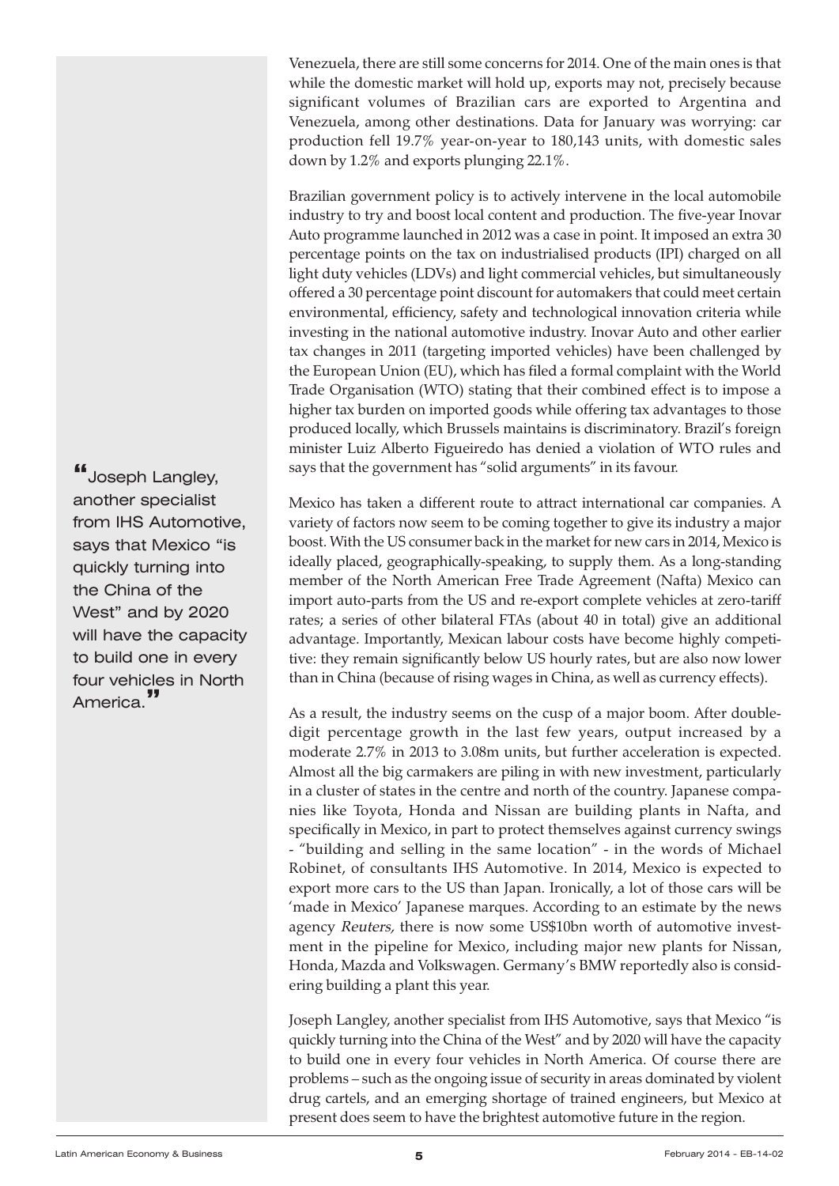> “Joseph Langley, another specialist from IHS Automotive, says that Mexico “is quickly turning into the China of the West” and by 2020 will have the capacity to build one in every four vehicles in North America.”

Venezuela, there are still some concerns for 2014. One of the main ones is that while the domestic market will hold up, exports may not, precisely because significant volumes of Brazilian cars are exported to Argentina and Venezuela, among other destinations. Data for January was worrying: car production fell 19.7% year-on-year to 180,143 units, with domestic sales down by 1.2% and exports plunging 22.1%.

Brazilian government policy is to actively intervene in the local automobile industry to try and boost local content and production. The five-year Inovar Auto programme launched in 2012 was a case in point. It imposed an extra 30 percentage points on the tax on industrialised products (IPI) charged on all light duty vehicles (LDVs) and light commercial vehicles, but simultaneously offered a 30 percentage point discount for automakers that could meet certain environmental, efficiency, safety and technological innovation criteria while investing in the national automotive industry. Inovar Auto and other earlier tax changes in 2011 (targeting imported vehicles) have been challenged by the European Union (EU), which has filed a formal complaint with the World Trade Organisation (WTO) stating that their combined effect is to impose a higher tax burden on imported goods while offering tax advantages to those produced locally, which Brussels maintains is discriminatory. Brazil's foreign minister Luiz Alberto Figueiredo has denied a violation of WTO rules and says that the government has "solid arguments" in its favour.

Mexico has taken a different route to attract international car companies. A variety of factors now seem to be coming together to give its industry a major boost. With the US consumer back in the market for new cars in 2014, Mexico is ideally placed, geographically-speaking, to supply them. As a long-standing member of the North American Free Trade Agreement (Nafta) Mexico can import auto-parts from the US and re-export complete vehicles at zero-tariff rates; a series of other bilateral FTAs (about 40 in total) give an additional advantage. Importantly, Mexican labour costs have become highly competitive: they remain significantly below US hourly rates, but are also now lower than in China (because of rising wages in China, as well as currency effects).

As a result, the industry seems on the cusp of a major boom. After double-digit percentage growth in the last few years, output increased by a moderate 2.7% in 2013 to 3.08m units, but further acceleration is expected. Almost all the big carmakers are piling in with new investment, particularly in a cluster of states in the centre and north of the country. Japanese companies like Toyota, Honda and Nissan are building plants in Nafta, and specifically in Mexico, in part to protect themselves against currency swings - "building and selling in the same location" - in the words of Michael Robinet, of consultants IHS Automotive. In 2014, Mexico is expected to export more cars to the US than Japan. Ironically, a lot of those cars will be 'made in Mexico' Japanese marques. According to an estimate by the news agency *Reuters,* there is now some US$10bn worth of automotive investment in the pipeline for Mexico, including major new plants for Nissan, Honda, Mazda and Volkswagen. Germany's BMW reportedly also is considering building a plant this year.

Joseph Langley, another specialist from IHS Automotive, says that Mexico "is quickly turning into the China of the West" and by 2020 will have the capacity to build one in every four vehicles in North America. Of course there are problems – such as the ongoing issue of security in areas dominated by violent drug cartels, and an emerging shortage of trained engineers, but Mexico at present does seem to have the brightest automotive future in the region.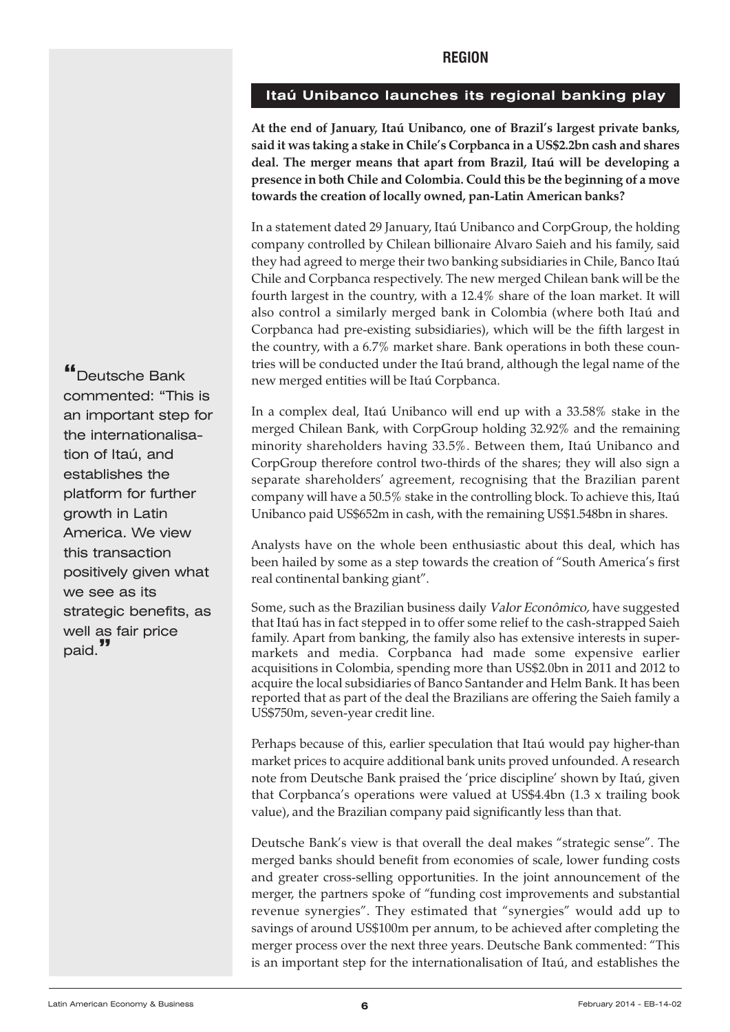## REGION

### Itaú Unibanco launches its regional banking play

**At the end of January, Itaú Unibanco, one of Brazil's largest private banks, said it was taking a stake in Chile's Corpbanca in a US$2.2bn cash and shares deal. The merger means that apart from Brazil, Itaú will be developing a presence in both Chile and Colombia. Could this be the beginning of a move towards the creation of locally owned, pan-Latin American banks?**

In a statement dated 29 January, Itaú Unibanco and CorpGroup, the holding company controlled by Chilean billionaire Alvaro Saieh and his family, said they had agreed to merge their two banking subsidiaries in Chile, Banco Itaú Chile and Corpbanca respectively. The new merged Chilean bank will be the fourth largest in the country, with a 12.4% share of the loan market. It will also control a similarly merged bank in Colombia (where both Itaú and Corpbanca had pre-existing subsidiaries), which will be the fifth largest in the country, with a 6.7% market share. Bank operations in both these countries will be conducted under the Itaú brand, although the legal name of the new merged entities will be Itaú Corpbanca.

> "Deutsche Bank commented: "This is an important step for the internationalisation of Itaú, and establishes the platform for further growth in Latin America. We view this transaction positively given what we see as its strategic benefits, as well as fair price paid."

In a complex deal, Itaú Unibanco will end up with a 33.58% stake in the merged Chilean Bank, with CorpGroup holding 32.92% and the remaining minority shareholders having 33.5%. Between them, Itaú Unibanco and CorpGroup therefore control two-thirds of the shares; they will also sign a separate shareholders' agreement, recognising that the Brazilian parent company will have a 50.5% stake in the controlling block. To achieve this, Itaú Unibanco paid US$652m in cash, with the remaining US$1.548bn in shares.

Analysts have on the whole been enthusiastic about this deal, which has been hailed by some as a step towards the creation of "South America's first real continental banking giant".

Some, such as the Brazilian business daily *Valor Econômico,* have suggested that Itaú has in fact stepped in to offer some relief to the cash-strapped Saieh family. Apart from banking, the family also has extensive interests in supermarkets and media. Corpbanca had made some expensive earlier acquisitions in Colombia, spending more than US$2.0bn in 2011 and 2012 to acquire the local subsidiaries of Banco Santander and Helm Bank. It has been reported that as part of the deal the Brazilians are offering the Saieh family a US$750m, seven-year credit line.

Perhaps because of this, earlier speculation that Itaú would pay higher-than market prices to acquire additional bank units proved unfounded. A research note from Deutsche Bank praised the 'price discipline' shown by Itaú, given that Corpbanca's operations were valued at US$4.4bn (1.3 x trailing book value), and the Brazilian company paid significantly less than that.

Deutsche Bank's view is that overall the deal makes "strategic sense". The merged banks should benefit from economies of scale, lower funding costs and greater cross-selling opportunities. In the joint announcement of the merger, the partners spoke of "funding cost improvements and substantial revenue synergies". They estimated that "synergies" would add up to savings of around US$100m per annum, to be achieved after completing the merger process over the next three years. Deutsche Bank commented: "This is an important step for the internationalisation of Itaú, and establishes the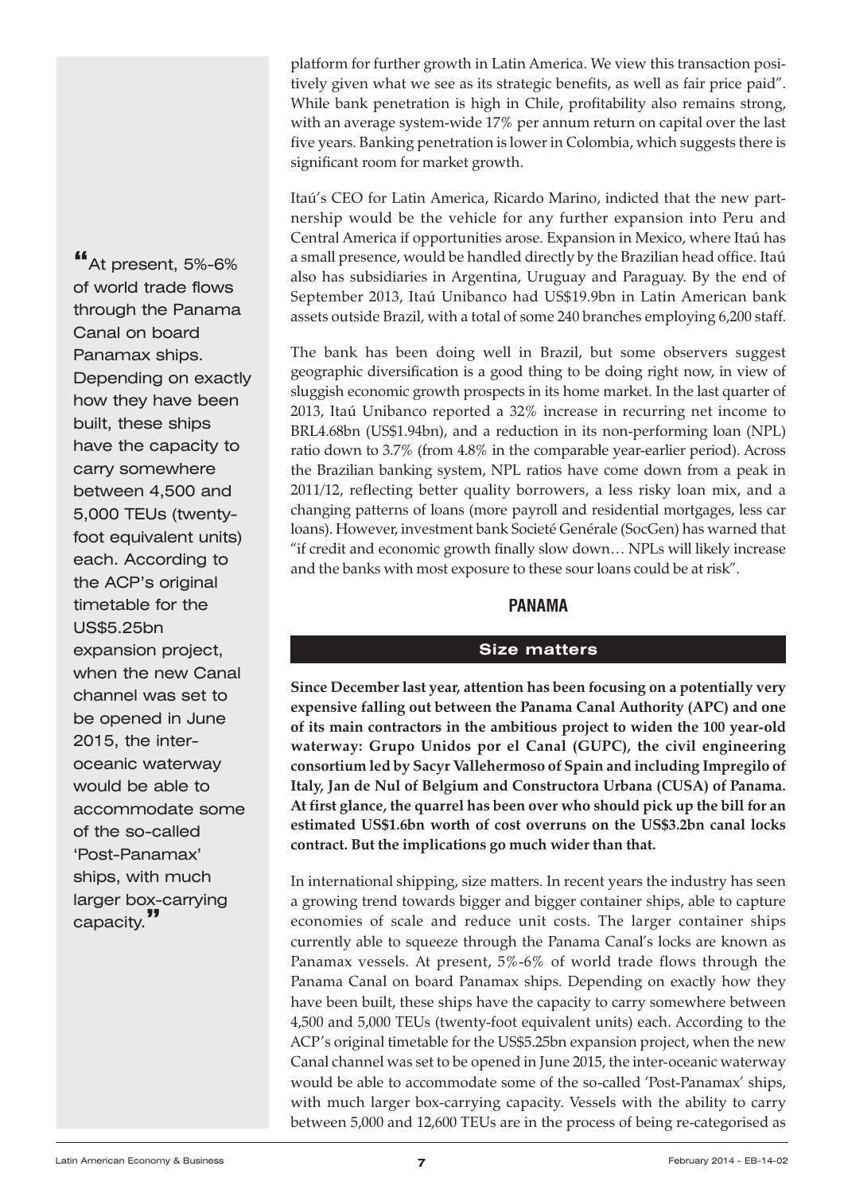platform for further growth in Latin America. We view this transaction positively given what we see as its strategic benefits, as well as fair price paid". While bank penetration is high in Chile, profitability also remains strong, with an average system-wide 17% per annum return on capital over the last five years. Banking penetration is lower in Colombia, which suggests there is significant room for market growth.

Itaú's CEO for Latin America, Ricardo Marino, indicted that the new partnership would be the vehicle for any further expansion into Peru and Central America if opportunities arose. Expansion in Mexico, where Itaú has a small presence, would be handled directly by the Brazilian head office. Itaú also has subsidiaries in Argentina, Uruguay and Paraguay. By the end of September 2013, Itaú Unibanco had US$19.9bn in Latin American bank assets outside Brazil, with a total of some 240 branches employing 6,200 staff.

The bank has been doing well in Brazil, but some observers suggest geographic diversification is a good thing to be doing right now, in view of sluggish economic growth prospects in its home market. In the last quarter of 2013, Itaú Unibanco reported a 32% increase in recurring net income to BRL4.68bn (US$1.94bn), and a reduction in its non-performing loan (NPL) ratio down to 3.7% (from 4.8% in the comparable year-earlier period). Across the Brazilian banking system, NPL ratios have come down from a peak in 2011/12, reflecting better quality borrowers, a less risky loan mix, and a changing patterns of loans (more payroll and residential mortgages, less car loans). However, investment bank Societé Genérale (SocGen) has warned that "if credit and economic growth finally slow down… NPLs will likely increase and the banks with most exposure to these sour loans could be at risk".

## PANAMA

### Size matters

**Since December last year, attention has been focusing on a potentially very expensive falling out between the Panama Canal Authority (APC) and one of its main contractors in the ambitious project to widen the 100 year-old waterway: Grupo Unidos por el Canal (GUPC), the civil engineering consortium led by Sacyr Vallehermoso of Spain and including Impregilo of Italy, Jan de Nul of Belgium and Constructora Urbana (CUSA) of Panama. At first glance, the quarrel has been over who should pick up the bill for an estimated US$1.6bn worth of cost overruns on the US$3.2bn canal locks contract. But the implications go much wider than that.**

> "At present, 5%-6% of world trade flows through the Panama Canal on board Panamax ships. Depending on exactly how they have been built, these ships have the capacity to carry somewhere between 4,500 and 5,000 TEUs (twenty-foot equivalent units) each. According to the ACP's original timetable for the US$5.25bn expansion project, when the new Canal channel was set to be opened in June 2015, the inter-oceanic waterway would be able to accommodate some of the so-called 'Post-Panamax' ships, with much larger box-carrying capacity."

In international shipping, size matters. In recent years the industry has seen a growing trend towards bigger and bigger container ships, able to capture economies of scale and reduce unit costs. The larger container ships currently able to squeeze through the Panama Canal's locks are known as Panamax vessels. At present, 5%-6% of world trade flows through the Panama Canal on board Panamax ships. Depending on exactly how they have been built, these ships have the capacity to carry somewhere between 4,500 and 5,000 TEUs (twenty-foot equivalent units) each. According to the ACP's original timetable for the US$5.25bn expansion project, when the new Canal channel was set to be opened in June 2015, the inter-oceanic waterway would be able to accommodate some of the so-called 'Post-Panamax' ships, with much larger box-carrying capacity. Vessels with the ability to carry between 5,000 and 12,600 TEUs are in the process of being re-categorised as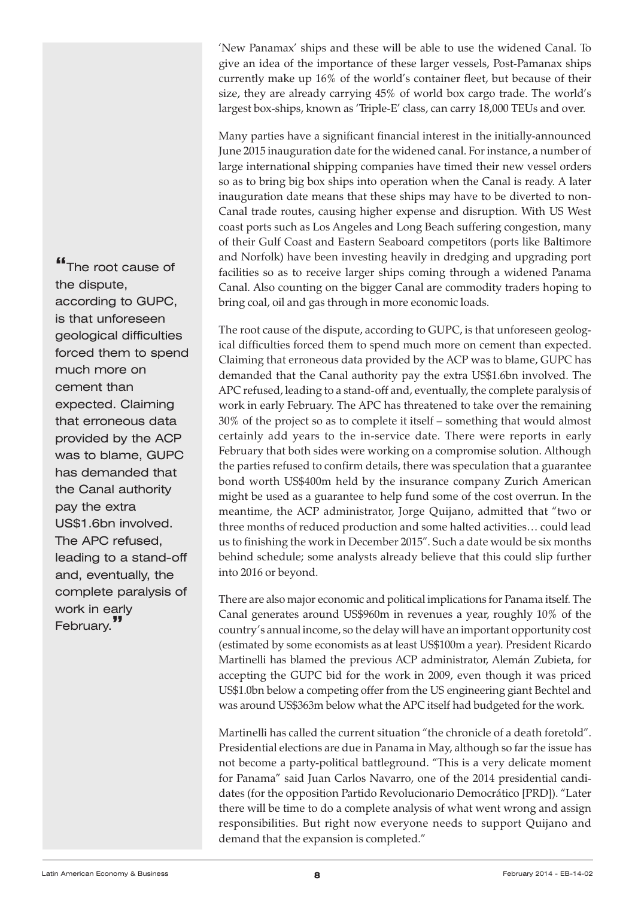'New Panamax' ships and these will be able to use the widened Canal. To give an idea of the importance of these larger vessels, Post-Pamanax ships currently make up 16% of the world's container fleet, but because of their size, they are already carrying 45% of world box cargo trade. The world's largest box-ships, known as 'Triple-E' class, can carry 18,000 TEUs and over.

Many parties have a significant financial interest in the initially-announced June 2015 inauguration date for the widened canal. For instance, a number of large international shipping companies have timed their new vessel orders so as to bring big box ships into operation when the Canal is ready. A later inauguration date means that these ships may have to be diverted to non-Canal trade routes, causing higher expense and disruption. With US West coast ports such as Los Angeles and Long Beach suffering congestion, many of their Gulf Coast and Eastern Seaboard competitors (ports like Baltimore and Norfolk) have been investing heavily in dredging and upgrading port facilities so as to receive larger ships coming through a widened Panama Canal. Also counting on the bigger Canal are commodity traders hoping to bring coal, oil and gas through in more economic loads.

> "The root cause of the dispute, according to GUPC, is that unforeseen geological difficulties forced them to spend much more on cement than expected. Claiming that erroneous data provided by the ACP was to blame, GUPC has demanded that the Canal authority pay the extra US$1.6bn involved. The APC refused, leading to a stand-off and, eventually, the complete paralysis of work in early February."

The root cause of the dispute, according to GUPC, is that unforeseen geological difficulties forced them to spend much more on cement than expected. Claiming that erroneous data provided by the ACP was to blame, GUPC has demanded that the Canal authority pay the extra US$1.6bn involved. The APC refused, leading to a stand-off and, eventually, the complete paralysis of work in early February. The APC has threatened to take over the remaining 30% of the project so as to complete it itself – something that would almost certainly add years to the in-service date. There were reports in early February that both sides were working on a compromise solution. Although the parties refused to confirm details, there was speculation that a guarantee bond worth US$400m held by the insurance company Zurich American might be used as a guarantee to help fund some of the cost overrun. In the meantime, the ACP administrator, Jorge Quijano, admitted that "two or three months of reduced production and some halted activities… could lead us to finishing the work in December 2015". Such a date would be six months behind schedule; some analysts already believe that this could slip further into 2016 or beyond.

There are also major economic and political implications for Panama itself. The Canal generates around US$960m in revenues a year, roughly 10% of the country's annual income, so the delay will have an important opportunity cost (estimated by some economists as at least US$100m a year). President Ricardo Martinelli has blamed the previous ACP administrator, Alemán Zubieta, for accepting the GUPC bid for the work in 2009, even though it was priced US$1.0bn below a competing offer from the US engineering giant Bechtel and was around US$363m below what the APC itself had budgeted for the work.

Martinelli has called the current situation "the chronicle of a death foretold". Presidential elections are due in Panama in May, although so far the issue has not become a party-political battleground. "This is a very delicate moment for Panama" said Juan Carlos Navarro, one of the 2014 presidential candidates (for the opposition Partido Revolucionario Democrático [PRD]). "Later there will be time to do a complete analysis of what went wrong and assign responsibilities. But right now everyone needs to support Quijano and demand that the expansion is completed."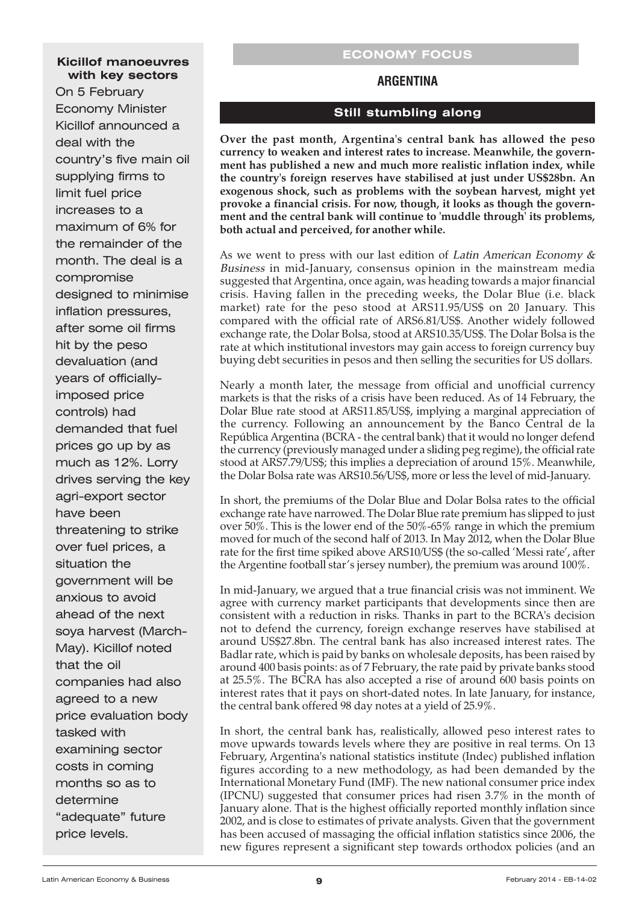## ECONOMY FOCUS

## ARGENTINA

### Still stumbling along

**Over the past month, Argentina's central bank has allowed the peso currency to weaken and interest rates to increase. Meanwhile, the government has published a new and much more realistic inflation index, while the country's foreign reserves have stabilised at just under US$28bn. An exogenous shock, such as problems with the soybean harvest, might yet provoke a financial crisis. For now, though, it looks as though the government and the central bank will continue to 'muddle through' its problems, both actual and perceived, for another while.**

As we went to press with our last edition of *Latin American Economy & Business* in mid-January, consensus opinion in the mainstream media suggested that Argentina, once again, was heading towards a major financial crisis. Having fallen in the preceding weeks, the Dolar Blue (i.e. black market) rate for the peso stood at ARS11.95/US$ on 20 January. This compared with the official rate of ARS6.81/US$. Another widely followed exchange rate, the Dolar Bolsa, stood at ARS10.35/US$. The Dolar Bolsa is the rate at which institutional investors may gain access to foreign currency buy buying debt securities in pesos and then selling the securities for US dollars.

Nearly a month later, the message from official and unofficial currency markets is that the risks of a crisis have been reduced. As of 14 February, the Dolar Blue rate stood at ARS11.85/US$, implying a marginal appreciation of the currency. Following an announcement by the Banco Central de la República Argentina (BCRA - the central bank) that it would no longer defend the currency (previously managed under a sliding peg regime), the official rate stood at ARS7.79/US$; this implies a depreciation of around 15%. Meanwhile, the Dolar Bolsa rate was ARS10.56/US$, more or less the level of mid-January.

In short, the premiums of the Dolar Blue and Dolar Bolsa rates to the official exchange rate have narrowed. The Dolar Blue rate premium has slipped to just over 50%. This is the lower end of the 50%-65% range in which the premium moved for much of the second half of 2013. In May 2012, when the Dolar Blue rate for the first time spiked above ARS10/US$ (the so-called 'Messi rate', after the Argentine football star's jersey number), the premium was around 100%.

In mid-January, we argued that a true financial crisis was not imminent. We agree with currency market participants that developments since then are consistent with a reduction in risks. Thanks in part to the BCRA's decision not to defend the currency, foreign exchange reserves have stabilised at around US$27.8bn. The central bank has also increased interest rates. The Badlar rate, which is paid by banks on wholesale deposits, has been raised by around 400 basis points: as of 7 February, the rate paid by private banks stood at 25.5%. The BCRA has also accepted a rise of around 600 basis points on interest rates that it pays on short-dated notes. In late January, for instance, the central bank offered 98 day notes at a yield of 25.9%.

In short, the central bank has, realistically, allowed peso interest rates to move upwards towards levels where they are positive in real terms. On 13 February, Argentina's national statistics institute (Indec) published inflation figures according to a new methodology, as had been demanded by the International Monetary Fund (IMF). The new national consumer price index (IPCNU) suggested that consumer prices had risen 3.7% in the month of January alone. That is the highest officially reported monthly inflation since 2002, and is close to estimates of private analysts. Given that the government has been accused of massaging the official inflation statistics since 2006, the new figures represent a significant step towards orthodox policies (and an

**Kicillof manoeuvres with key sectors**

On 5 February Economy Minister Kicillof announced a deal with the country's five main oil supplying firms to limit fuel price increases to a maximum of 6% for the remainder of the month. The deal is a compromise designed to minimise inflation pressures, after some oil firms hit by the peso devaluation (and years of officially-imposed price controls) had demanded that fuel prices go up by as much as 12%. Lorry drives serving the key agri-export sector have been threatening to strike over fuel prices, a situation the government will be anxious to avoid ahead of the next soya harvest (March-May). Kicillof noted that the oil companies had also agreed to a new price evaluation body tasked with examining sector costs in coming months so as to determine "adequate" future price levels.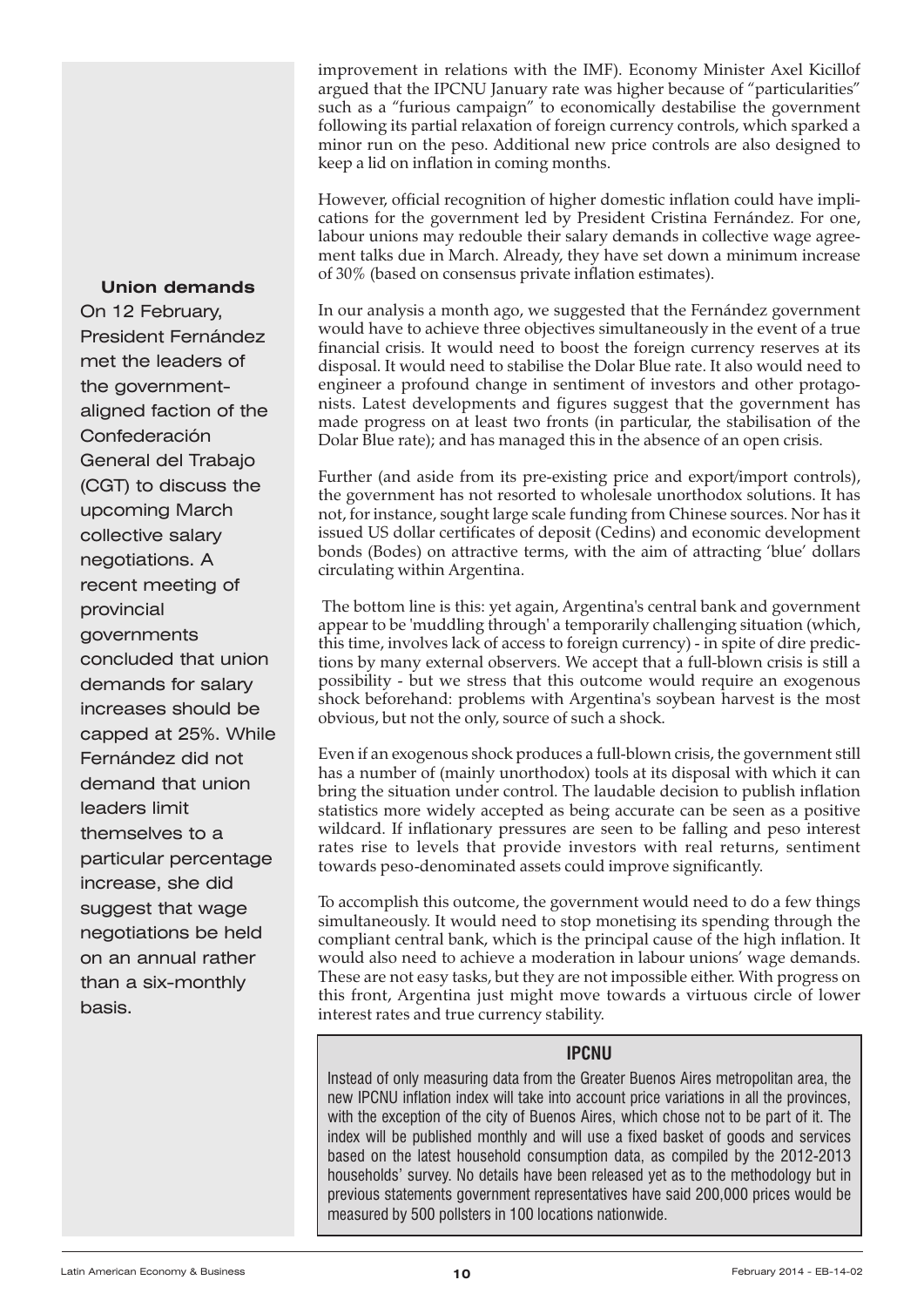improvement in relations with the IMF). Economy Minister Axel Kicillof argued that the IPCNU January rate was higher because of "particularities" such as a "furious campaign" to economically destabilise the government following its partial relaxation of foreign currency controls, which sparked a minor run on the peso. Additional new price controls are also designed to keep a lid on inflation in coming months.

However, official recognition of higher domestic inflation could have implications for the government led by President Cristina Fernández. For one, labour unions may redouble their salary demands in collective wage agreement talks due in March. Already, they have set down a minimum increase of 30% (based on consensus private inflation estimates).

In our analysis a month ago, we suggested that the Fernández government would have to achieve three objectives simultaneously in the event of a true financial crisis. It would need to boost the foreign currency reserves at its disposal. It would need to stabilise the Dolar Blue rate. It also would need to engineer a profound change in sentiment of investors and other protagonists. Latest developments and figures suggest that the government has made progress on at least two fronts (in particular, the stabilisation of the Dolar Blue rate); and has managed this in the absence of an open crisis.

Further (and aside from its pre-existing price and export/import controls), the government has not resorted to wholesale unorthodox solutions. It has not, for instance, sought large scale funding from Chinese sources. Nor has it issued US dollar certificates of deposit (Cedins) and economic development bonds (Bodes) on attractive terms, with the aim of attracting 'blue' dollars circulating within Argentina.

The bottom line is this: yet again, Argentina's central bank and government appear to be 'muddling through' a temporarily challenging situation (which, this time, involves lack of access to foreign currency) - in spite of dire predictions by many external observers. We accept that a full-blown crisis is still a possibility - but we stress that this outcome would require an exogenous shock beforehand: problems with Argentina's soybean harvest is the most obvious, but not the only, source of such a shock.

Even if an exogenous shock produces a full-blown crisis, the government still has a number of (mainly unorthodox) tools at its disposal with which it can bring the situation under control. The laudable decision to publish inflation statistics more widely accepted as being accurate can be seen as a positive wildcard. If inflationary pressures are seen to be falling and peso interest rates rise to levels that provide investors with real returns, sentiment towards peso-denominated assets could improve significantly.

To accomplish this outcome, the government would need to do a few things simultaneously. It would need to stop monetising its spending through the compliant central bank, which is the principal cause of the high inflation. It would also need to achieve a moderation in labour unions' wage demands. These are not easy tasks, but they are not impossible either. With progress on this front, Argentina just might move towards a virtuous circle of lower interest rates and true currency stability.

### IPCNU

Instead of only measuring data from the Greater Buenos Aires metropolitan area, the new IPCNU inflation index will take into account price variations in all the provinces, with the exception of the city of Buenos Aires, which chose not to be part of it. The index will be published monthly and will use a fixed basket of goods and services based on the latest household consumption data, as compiled by the 2012-2013 households' survey. No details have been released yet as to the methodology but in previous statements government representatives have said 200,000 prices would be measured by 500 pollsters in 100 locations nationwide.

### Union demands

On 12 February, President Fernández met the leaders of the government-aligned faction of the Confederación General del Trabajo (CGT) to discuss the upcoming March collective salary negotiations. A recent meeting of provincial governments concluded that union demands for salary increases should be capped at 25%. While Fernández did not demand that union leaders limit themselves to a particular percentage increase, she did suggest that wage negotiations be held on an annual rather than a six-monthly basis.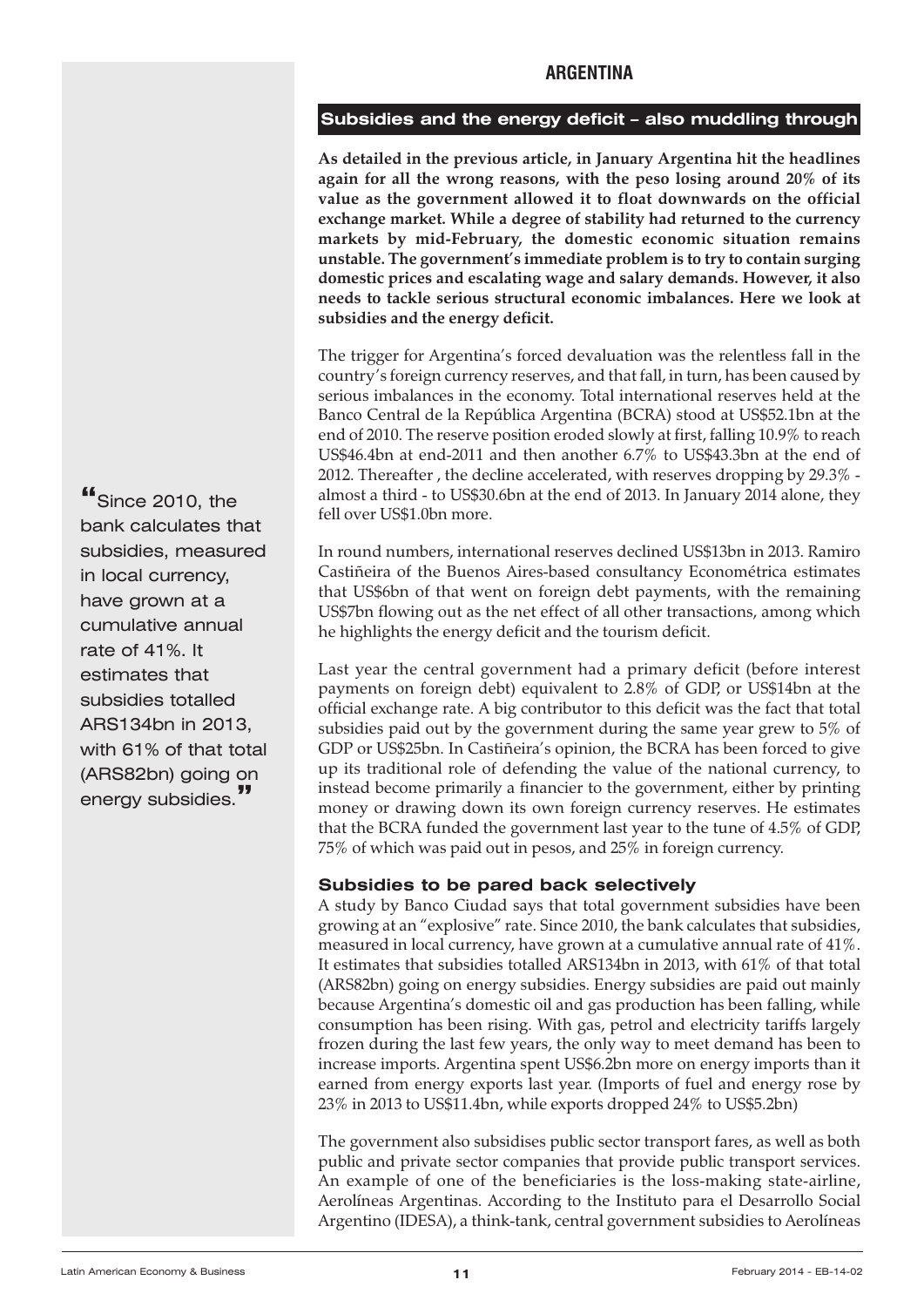## ARGENTINA

### Subsidies and the energy deficit – also muddling through

**As detailed in the previous article, in January Argentina hit the headlines again for all the wrong reasons, with the peso losing around 20% of its value as the government allowed it to float downwards on the official exchange market. While a degree of stability had returned to the currency markets by mid-February, the domestic economic situation remains unstable. The government's immediate problem is to try to contain surging domestic prices and escalating wage and salary demands. However, it also needs to tackle serious structural economic imbalances. Here we look at subsidies and the energy deficit.**

The trigger for Argentina's forced devaluation was the relentless fall in the country's foreign currency reserves, and that fall, in turn, has been caused by serious imbalances in the economy. Total international reserves held at the Banco Central de la República Argentina (BCRA) stood at US$52.1bn at the end of 2010. The reserve position eroded slowly at first, falling 10.9% to reach US$46.4bn at end-2011 and then another 6.7% to US$43.3bn at the end of 2012. Thereafter , the decline accelerated, with reserves dropping by 29.3% - almost a third - to US$30.6bn at the end of 2013. In January 2014 alone, they fell over US$1.0bn more.

In round numbers, international reserves declined US$13bn in 2013. Ramiro Castiñeira of the Buenos Aires-based consultancy Econométrica estimates that US$6bn of that went on foreign debt payments, with the remaining US$7bn flowing out as the net effect of all other transactions, among which he highlights the energy deficit and the tourism deficit.

Last year the central government had a primary deficit (before interest payments on foreign debt) equivalent to 2.8% of GDP, or US$14bn at the official exchange rate. A big contributor to this deficit was the fact that total subsidies paid out by the government during the same year grew to 5% of GDP or US$25bn. In Castiñeira's opinion, the BCRA has been forced to give up its traditional role of defending the value of the national currency, to instead become primarily a financier to the government, either by printing money or drawing down its own foreign currency reserves. He estimates that the BCRA funded the government last year to the tune of 4.5% of GDP, 75% of which was paid out in pesos, and 25% in foreign currency.

#### Subsidies to be pared back selectively

A study by Banco Ciudad says that total government subsidies have been growing at an "explosive" rate. Since 2010, the bank calculates that subsidies, measured in local currency, have grown at a cumulative annual rate of 41%. It estimates that subsidies totalled ARS134bn in 2013, with 61% of that total (ARS82bn) going on energy subsidies. Energy subsidies are paid out mainly because Argentina's domestic oil and gas production has been falling, while consumption has been rising. With gas, petrol and electricity tariffs largely frozen during the last few years, the only way to meet demand has been to increase imports. Argentina spent US$6.2bn more on energy imports than it earned from energy exports last year. (Imports of fuel and energy rose by 23% in 2013 to US$11.4bn, while exports dropped 24% to US$5.2bn)

> "Since 2010, the bank calculates that subsidies, measured in local currency, have grown at a cumulative annual rate of 41%. It estimates that subsidies totalled ARS134bn in 2013, with 61% of that total (ARS82bn) going on energy subsidies."

The government also subsidises public sector transport fares, as well as both public and private sector companies that provide public transport services. An example of one of the beneficiaries is the loss-making state-airline, Aerolíneas Argentinas. According to the Instituto para el Desarrollo Social Argentino (IDESA), a think-tank, central government subsidies to Aerolíneas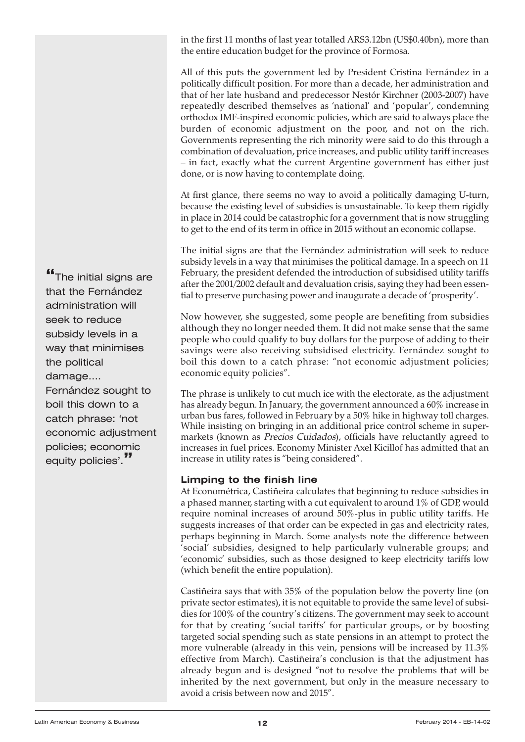in the first 11 months of last year totalled ARS3.12bn (US$0.40bn), more than the entire education budget for the province of Formosa.

All of this puts the government led by President Cristina Fernández in a politically difficult position. For more than a decade, her administration and that of her late husband and predecessor Nestór Kirchner (2003-2007) have repeatedly described themselves as 'national' and 'popular', condemning orthodox IMF-inspired economic policies, which are said to always place the burden of economic adjustment on the poor, and not on the rich. Governments representing the rich minority were said to do this through a combination of devaluation, price increases, and public utility tariff increases – in fact, exactly what the current Argentine government has either just done, or is now having to contemplate doing.

At first glance, there seems no way to avoid a politically damaging U-turn, because the existing level of subsidies is unsustainable. To keep them rigidly in place in 2014 could be catastrophic for a government that is now struggling to get to the end of its term in office in 2015 without an economic collapse.

The initial signs are that the Fernández administration will seek to reduce subsidy levels in a way that minimises the political damage. In a speech on 11 February, the president defended the introduction of subsidised utility tariffs after the 2001/2002 default and devaluation crisis, saying they had been essential to preserve purchasing power and inaugurate a decade of 'prosperity'.

Now however, she suggested, some people are benefiting from subsidies although they no longer needed them. It did not make sense that the same people who could qualify to buy dollars for the purpose of adding to their savings were also receiving subsidised electricity. Fernández sought to boil this down to a catch phrase: "not economic adjustment policies; economic equity policies".

> "The initial signs are that the Fernández administration will seek to reduce subsidy levels in a way that minimises the political damage.... Fernández sought to boil this down to a catch phrase: 'not economic adjustment policies; economic equity policies'."

The phrase is unlikely to cut much ice with the electorate, as the adjustment has already begun. In January, the government announced a 60% increase in urban bus fares, followed in February by a 50% hike in highway toll charges. While insisting on bringing in an additional price control scheme in supermarkets (known as *Precios Cuidados*), officials have reluctantly agreed to increases in fuel prices. Economy Minister Axel Kicillof has admitted that an increase in utility rates is "being considered".

### Limping to the finish line

At Econométrica, Castiñeira calculates that beginning to reduce subsidies in a phased manner, starting with a cut equivalent to around 1% of GDP, would require nominal increases of around 50%-plus in public utility tariffs. He suggests increases of that order can be expected in gas and electricity rates, perhaps beginning in March. Some analysts note the difference between 'social' subsidies, designed to help particularly vulnerable groups; and 'economic' subsidies, such as those designed to keep electricity tariffs low (which benefit the entire population).

Castiñeira says that with 35% of the population below the poverty line (on private sector estimates), it is not equitable to provide the same level of subsidies for 100% of the country's citizens. The government may seek to account for that by creating 'social tariffs' for particular groups, or by boosting targeted social spending such as state pensions in an attempt to protect the more vulnerable (already in this vein, pensions will be increased by 11.3% effective from March). Castiñeira's conclusion is that the adjustment has already begun and is designed "not to resolve the problems that will be inherited by the next government, but only in the measure necessary to avoid a crisis between now and 2015".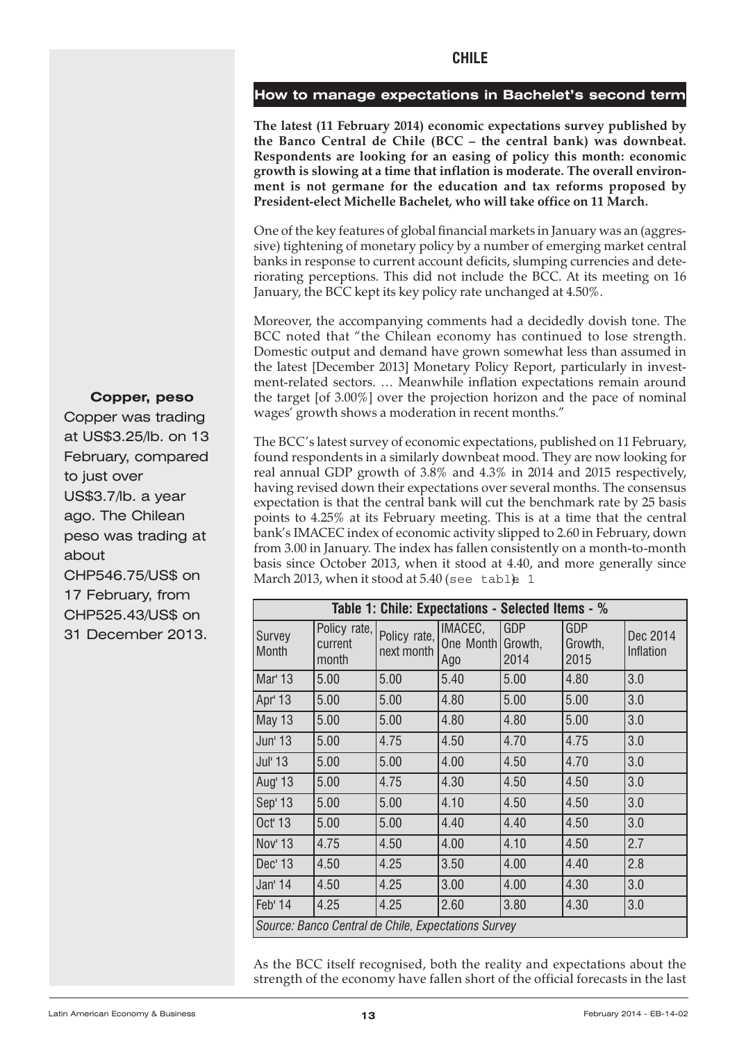## CHILE

### How to manage expectations in Bachelet's second term

**The latest (11 February 2014) economic expectations survey published by the Banco Central de Chile (BCC – the central bank) was downbeat. Respondents are looking for an easing of policy this month: economic growth is slowing at a time that inflation is moderate. The overall environment is not germane for the education and tax reforms proposed by President-elect Michelle Bachelet, who will take office on 11 March.**

One of the key features of global financial markets in January was an (aggressive) tightening of monetary policy by a number of emerging market central banks in response to current account deficits, slumping currencies and deteriorating perceptions. This did not include the BCC. At its meeting on 16 January, the BCC kept its key policy rate unchanged at 4.50%.

Moreover, the accompanying comments had a decidedly dovish tone. The BCC noted that "the Chilean economy has continued to lose strength. Domestic output and demand have grown somewhat less than assumed in the latest [December 2013] Monetary Policy Report, particularly in investment-related sectors. … Meanwhile inflation expectations remain around the target [of 3.00%] over the projection horizon and the pace of nominal wages' growth shows a moderation in recent months."

The BCC's latest survey of economic expectations, published on 11 February, found respondents in a similarly downbeat mood. They are now looking for real annual GDP growth of 3.8% and 4.3% in 2014 and 2015 respectively, having revised down their expectations over several months. The consensus expectation is that the central bank will cut the benchmark rate by 25 basis points to 4.25% at its February meeting. This is at a time that the central bank's IMACEC index of economic activity slipped to 2.60 in February, down from 3.00 in January. The index has fallen consistently on a month-to-month basis since October 2013, when it stood at 4.40, and more generally since March 2013, when it stood at 5.40 (see table 1

**Copper, peso**

Copper was trading at US$3.25/lb. on 13 February, compared to just over US$3.7/lb. a year ago. The Chilean peso was trading at about CHP546.75/US$ on 17 February, from CHP525.43/US$ on 31 December 2013.

**Table 1: Chile: Expectations - Selected Items - %**

| Survey Month | Policy rate, current month | Policy rate, next month | IMACEC, One Month Ago | GDP Growth, 2014 | GDP Growth, 2015 | Dec 2014 Inflation |
|---|---|---|---|---|---|---|
| Mar' 13 | 5.00 | 5.00 | 5.40 | 5.00 | 4.80 | 3.0 |
| Apr' 13 | 5.00 | 5.00 | 4.80 | 5.00 | 5.00 | 3.0 |
| May 13 | 5.00 | 5.00 | 4.80 | 4.80 | 5.00 | 3.0 |
| Jun' 13 | 5.00 | 4.75 | 4.50 | 4.70 | 4.75 | 3.0 |
| Jul' 13 | 5.00 | 5.00 | 4.00 | 4.50 | 4.70 | 3.0 |
| Aug' 13 | 5.00 | 4.75 | 4.30 | 4.50 | 4.50 | 3.0 |
| Sep' 13 | 5.00 | 5.00 | 4.10 | 4.50 | 4.50 | 3.0 |
| Oct' 13 | 5.00 | 5.00 | 4.40 | 4.40 | 4.50 | 3.0 |
| Nov' 13 | 4.75 | 4.50 | 4.00 | 4.10 | 4.50 | 2.7 |
| Dec' 13 | 4.50 | 4.25 | 3.50 | 4.00 | 4.40 | 2.8 |
| Jan' 14 | 4.50 | 4.25 | 3.00 | 4.00 | 4.30 | 3.0 |
| Feb' 14 | 4.25 | 4.25 | 2.60 | 3.80 | 4.30 | 3.0 |

*Source: Banco Central de Chile, Expectations Survey*

As the BCC itself recognised, both the reality and expectations about the strength of the economy have fallen short of the official forecasts in the last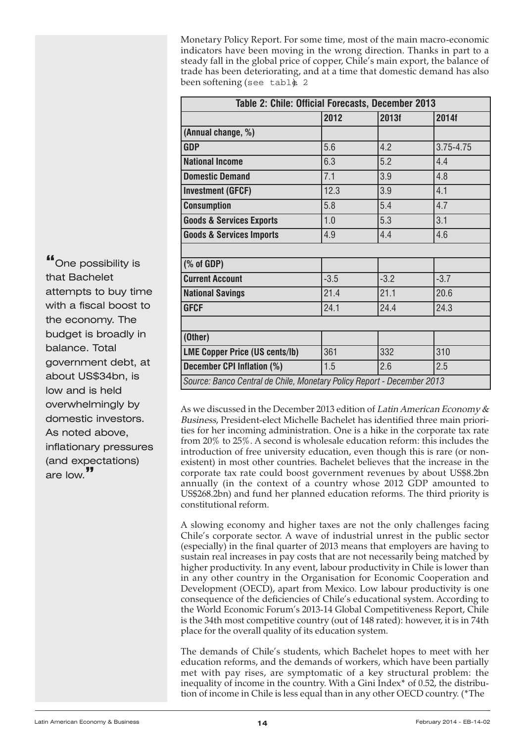Monetary Policy Report. For some time, most of the main macro-economic indicators have been moving in the wrong direction. Thanks in part to a steady fall in the global price of copper, Chile's main export, the balance of trade has been deteriorating, and at a time that domestic demand has also been softening (see table 2

| Table 2: Chile: Official Forecasts, December 2013 | | | |
|---|---|---|---|
| | 2012 | 2013f | 2014f |
| (Annual change, %) | | | |
| GDP | 5.6 | 4.2 | 3.75-4.75 |
| National Income | 6.3 | 5.2 | 4.4 |
| Domestic Demand | 7.1 | 3.9 | 4.8 |
| Investment (GFCF) | 12.3 | 3.9 | 4.1 |
| Consumption | 5.8 | 5.4 | 4.7 |
| Goods & Services Exports | 1.0 | 5.3 | 3.1 |
| Goods & Services Imports | 4.9 | 4.4 | 4.6 |
| | | | |
| (% of GDP) | | | |
| Current Account | -3.5 | -3.2 | -3.7 |
| National Savings | 21.4 | 21.1 | 20.6 |
| GFCF | 24.1 | 24.4 | 24.3 |
| | | | |
| (Other) | | | |
| LME Copper Price (US cents/lb) | 361 | 332 | 310 |
| December CPI Inflation (%) | 1.5 | 2.6 | 2.5 |

*Source: Banco Central de Chile, Monetary Policy Report - December 2013*

> "One possibility is that Bachelet attempts to buy time with a fiscal boost to the economy. The budget is broadly in balance. Total government debt, at about US$34bn, is low and is held overwhelmingly by domestic investors. As noted above, inflationary pressures (and expectations) are low."

As we discussed in the December 2013 edition of *Latin American Economy & Business*, President-elect Michelle Bachelet has identified three main priorities for her incoming administration. One is a hike in the corporate tax rate from 20% to 25%. A second is wholesale education reform: this includes the introduction of free university education, even though this is rare (or non-existent) in most other countries. Bachelet believes that the increase in the corporate tax rate could boost government revenues by about US$8.2bn annually (in the context of a country whose 2012 GDP amounted to US$268.2bn) and fund her planned education reforms. The third priority is constitutional reform.

A slowing economy and higher taxes are not the only challenges facing Chile's corporate sector. A wave of industrial unrest in the public sector (especially) in the final quarter of 2013 means that employers are having to sustain real increases in pay costs that are not necessarily being matched by higher productivity. In any event, labour productivity in Chile is lower than in any other country in the Organisation for Economic Cooperation and Development (OECD), apart from Mexico. Low labour productivity is one consequence of the deficiencies of Chile's educational system. According to the World Economic Forum's 2013-14 Global Competitiveness Report, Chile is the 34th most competitive country (out of 148 rated): however, it is in 74th place for the overall quality of its education system.

The demands of Chile's students, which Bachelet hopes to meet with her education reforms, and the demands of workers, which have been partially met with pay rises, are symptomatic of a key structural problem: the inequality of income in the country. With a Gini Index* of 0.52, the distribution of income in Chile is less equal than in any other OECD country. (*The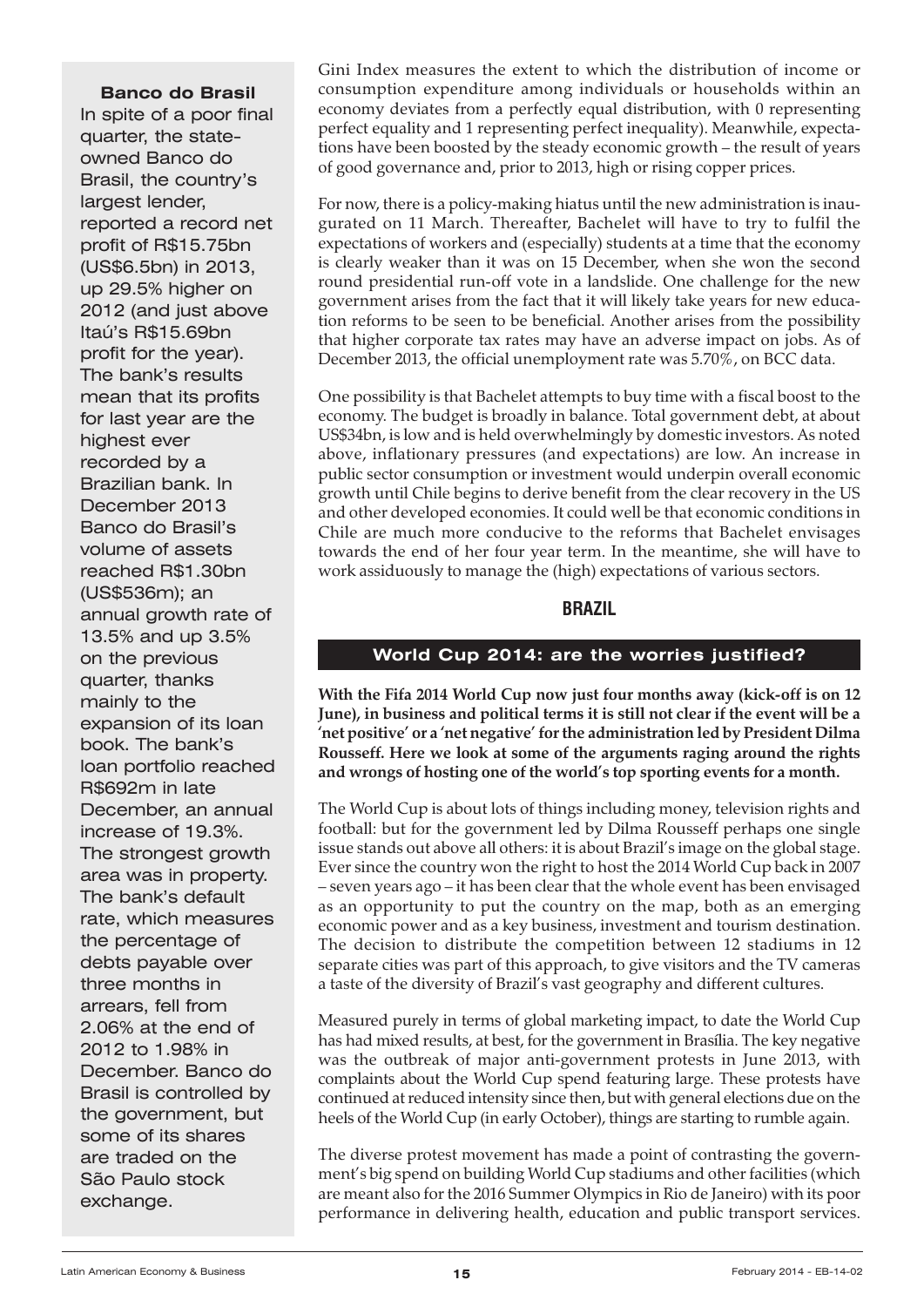### Banco do Brasil

In spite of a poor final quarter, the state-owned Banco do Brasil, the country's largest lender, reported a record net profit of R$15.75bn (US$6.5bn) in 2013, up 29.5% higher on 2012 (and just above Itaú's R$15.69bn profit for the year). The bank's results mean that its profits for last year are the highest ever recorded by a Brazilian bank. In December 2013 Banco do Brasil's volume of assets reached R$1.30bn (US$536m); an annual growth rate of 13.5% and up 3.5% on the previous quarter, thanks mainly to the expansion of its loan book. The bank's loan portfolio reached R$692m in late December, an annual increase of 19.3%. The strongest growth area was in property. The bank's default rate, which measures the percentage of debts payable over three months in arrears, fell from 2.06% at the end of 2012 to 1.98% in December. Banco do Brasil is controlled by the government, but some of its shares are traded on the São Paulo stock exchange.

Gini Index measures the extent to which the distribution of income or consumption expenditure among individuals or households within an economy deviates from a perfectly equal distribution, with 0 representing perfect equality and 1 representing perfect inequality). Meanwhile, expectations have been boosted by the steady economic growth – the result of years of good governance and, prior to 2013, high or rising copper prices.

For now, there is a policy-making hiatus until the new administration is inaugurated on 11 March. Thereafter, Bachelet will have to try to fulfil the expectations of workers and (especially) students at a time that the economy is clearly weaker than it was on 15 December, when she won the second round presidential run-off vote in a landslide. One challenge for the new government arises from the fact that it will likely take years for new education reforms to be seen to be beneficial. Another arises from the possibility that higher corporate tax rates may have an adverse impact on jobs. As of December 2013, the official unemployment rate was 5.70%, on BCC data.

One possibility is that Bachelet attempts to buy time with a fiscal boost to the economy. The budget is broadly in balance. Total government debt, at about US$34bn, is low and is held overwhelmingly by domestic investors. As noted above, inflationary pressures (and expectations) are low. An increase in public sector consumption or investment would underpin overall economic growth until Chile begins to derive benefit from the clear recovery in the US and other developed economies. It could well be that economic conditions in Chile are much more conducive to the reforms that Bachelet envisages towards the end of her four year term. In the meantime, she will have to work assiduously to manage the (high) expectations of various sectors.

## BRAZIL

### World Cup 2014: are the worries justified?

**With the Fifa 2014 World Cup now just four months away (kick-off is on 12 June), in business and political terms it is still not clear if the event will be a 'net positive' or a 'net negative' for the administration led by President Dilma Rousseff. Here we look at some of the arguments raging around the rights and wrongs of hosting one of the world's top sporting events for a month.**

The World Cup is about lots of things including money, television rights and football: but for the government led by Dilma Rousseff perhaps one single issue stands out above all others: it is about Brazil's image on the global stage. Ever since the country won the right to host the 2014 World Cup back in 2007 – seven years ago – it has been clear that the whole event has been envisaged as an opportunity to put the country on the map, both as an emerging economic power and as a key business, investment and tourism destination. The decision to distribute the competition between 12 stadiums in 12 separate cities was part of this approach, to give visitors and the TV cameras a taste of the diversity of Brazil's vast geography and different cultures.

Measured purely in terms of global marketing impact, to date the World Cup has had mixed results, at best, for the government in Brasília. The key negative was the outbreak of major anti-government protests in June 2013, with complaints about the World Cup spend featuring large. These protests have continued at reduced intensity since then, but with general elections due on the heels of the World Cup (in early October), things are starting to rumble again.

The diverse protest movement has made a point of contrasting the government's big spend on building World Cup stadiums and other facilities (which are meant also for the 2016 Summer Olympics in Rio de Janeiro) with its poor performance in delivering health, education and public transport services.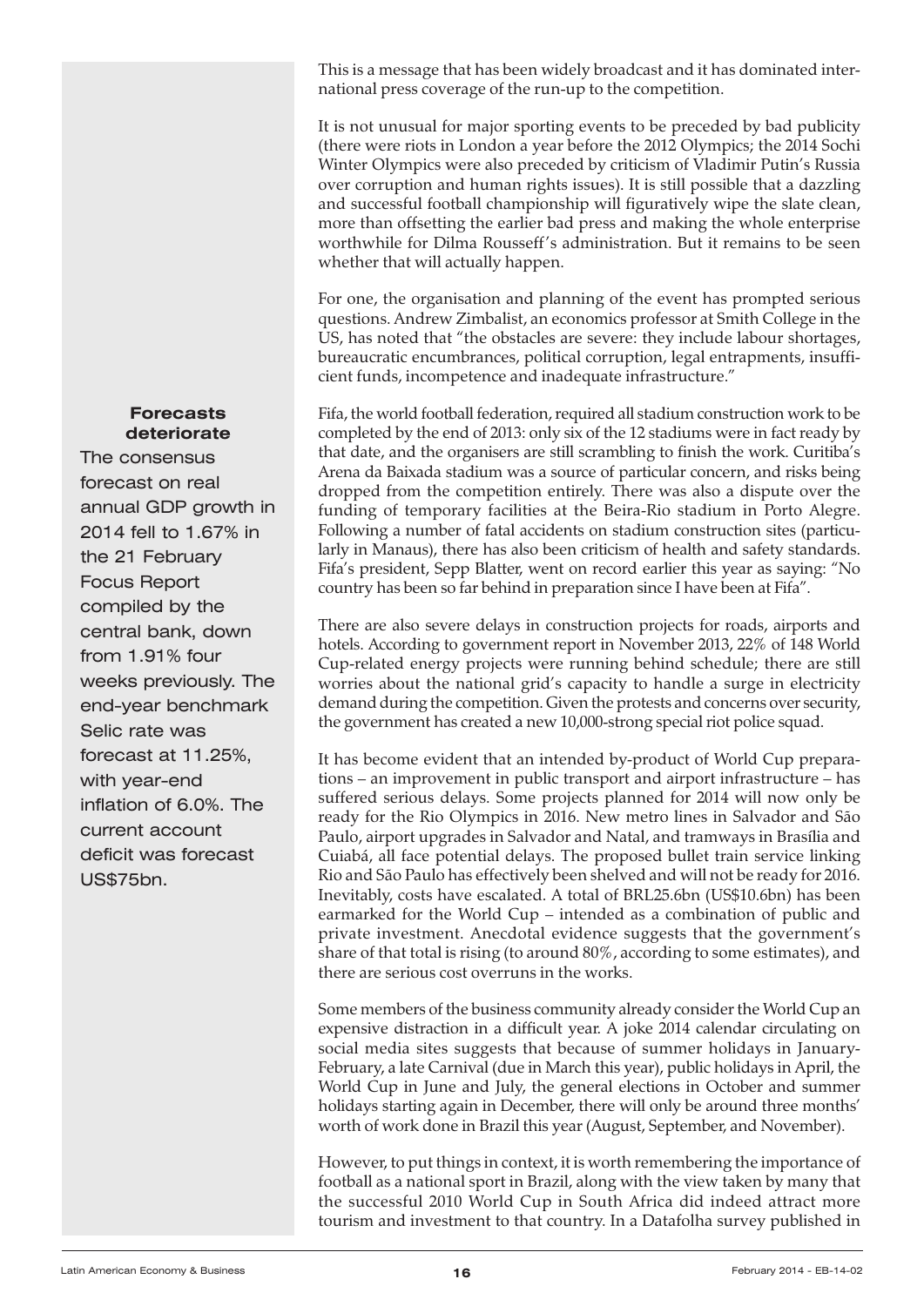This is a message that has been widely broadcast and it has dominated international press coverage of the run-up to the competition.

It is not unusual for major sporting events to be preceded by bad publicity (there were riots in London a year before the 2012 Olympics; the 2014 Sochi Winter Olympics were also preceded by criticism of Vladimir Putin's Russia over corruption and human rights issues). It is still possible that a dazzling and successful football championship will figuratively wipe the slate clean, more than offsetting the earlier bad press and making the whole enterprise worthwhile for Dilma Rousseff's administration. But it remains to be seen whether that will actually happen.

For one, the organisation and planning of the event has prompted serious questions. Andrew Zimbalist, an economics professor at Smith College in the US, has noted that "the obstacles are severe: they include labour shortages, bureaucratic encumbrances, political corruption, legal entrapments, insufficient funds, incompetence and inadequate infrastructure."

Fifa, the world football federation, required all stadium construction work to be completed by the end of 2013: only six of the 12 stadiums were in fact ready by that date, and the organisers are still scrambling to finish the work. Curitiba's Arena da Baixada stadium was a source of particular concern, and risks being dropped from the competition entirely. There was also a dispute over the funding of temporary facilities at the Beira-Rio stadium in Porto Alegre. Following a number of fatal accidents on stadium construction sites (particularly in Manaus), there has also been criticism of health and safety standards. Fifa's president, Sepp Blatter, went on record earlier this year as saying: "No country has been so far behind in preparation since I have been at Fifa".

There are also severe delays in construction projects for roads, airports and hotels. According to government report in November 2013, 22% of 148 World Cup-related energy projects were running behind schedule; there are still worries about the national grid's capacity to handle a surge in electricity demand during the competition. Given the protests and concerns over security, the government has created a new 10,000-strong special riot police squad.

It has become evident that an intended by-product of World Cup preparations – an improvement in public transport and airport infrastructure – has suffered serious delays. Some projects planned for 2014 will now only be ready for the Rio Olympics in 2016. New metro lines in Salvador and São Paulo, airport upgrades in Salvador and Natal, and tramways in Brasília and Cuiabá, all face potential delays. The proposed bullet train service linking Rio and São Paulo has effectively been shelved and will not be ready for 2016. Inevitably, costs have escalated. A total of BRL25.6bn (US$10.6bn) has been earmarked for the World Cup – intended as a combination of public and private investment. Anecdotal evidence suggests that the government's share of that total is rising (to around 80%, according to some estimates), and there are serious cost overruns in the works.

Some members of the business community already consider the World Cup an expensive distraction in a difficult year. A joke 2014 calendar circulating on social media sites suggests that because of summer holidays in January-February, a late Carnival (due in March this year), public holidays in April, the World Cup in June and July, the general elections in October and summer holidays starting again in December, there will only be around three months' worth of work done in Brazil this year (August, September, and November).

However, to put things in context, it is worth remembering the importance of football as a national sport in Brazil, along with the view taken by many that the successful 2010 World Cup in South Africa did indeed attract more tourism and investment to that country. In a Datafolha survey published in

**Forecasts deteriorate**

The consensus forecast on real annual GDP growth in 2014 fell to 1.67% in the 21 February Focus Report compiled by the central bank, down from 1.91% four weeks previously. The end-year benchmark Selic rate was forecast at 11.25%, with year-end inflation of 6.0%. The current account deficit was forecast US$75bn.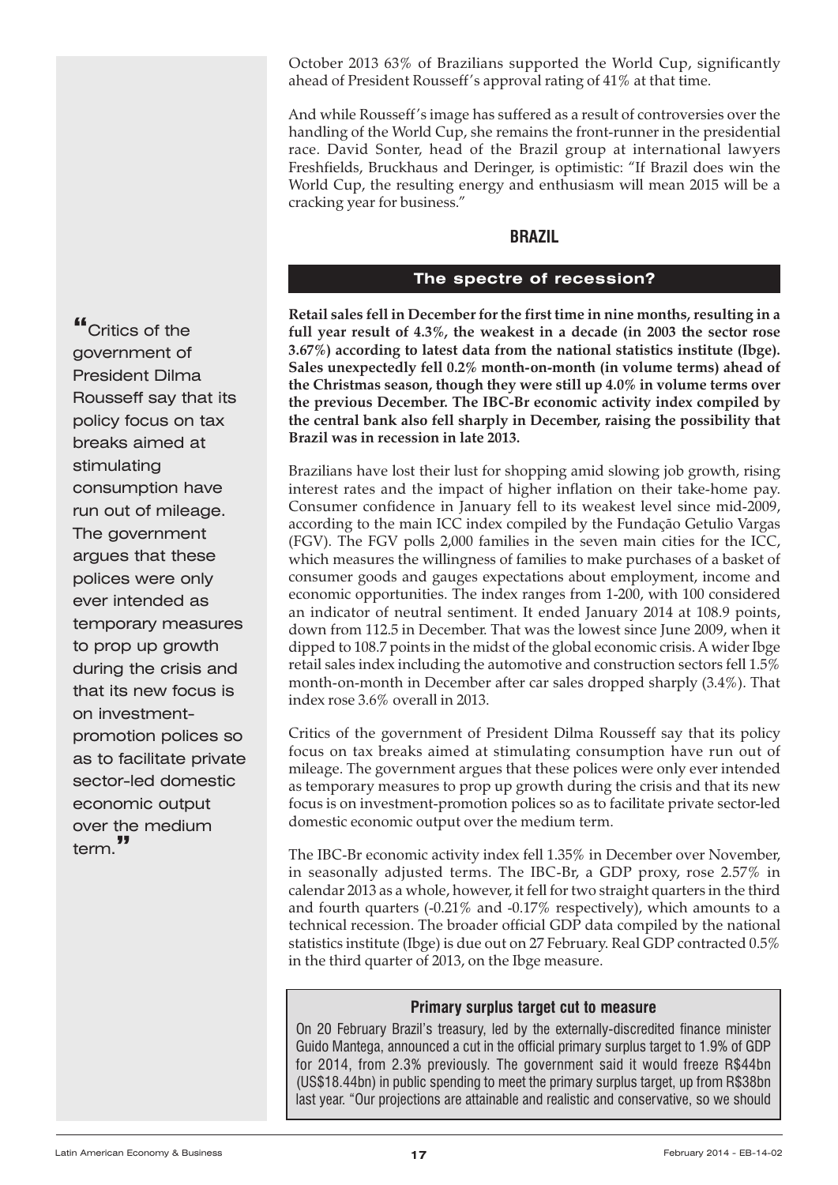October 2013 63% of Brazilians supported the World Cup, significantly ahead of President Rousseff's approval rating of 41% at that time.

And while Rousseff's image has suffered as a result of controversies over the handling of the World Cup, she remains the front-runner in the presidential race. David Sonter, head of the Brazil group at international lawyers Freshfields, Bruckhaus and Deringer, is optimistic: "If Brazil does win the World Cup, the resulting energy and enthusiasm will mean 2015 will be a cracking year for business."

## BRAZIL

### The spectre of recession?

**Retail sales fell in December for the first time in nine months, resulting in a full year result of 4.3%, the weakest in a decade (in 2003 the sector rose 3.67%) according to latest data from the national statistics institute (Ibge). Sales unexpectedly fell 0.2% month-on-month (in volume terms) ahead of the Christmas season, though they were still up 4.0% in volume terms over the previous December. The IBC-Br economic activity index compiled by the central bank also fell sharply in December, raising the possibility that Brazil was in recession in late 2013.**

Brazilians have lost their lust for shopping amid slowing job growth, rising interest rates and the impact of higher inflation on their take-home pay. Consumer confidence in January fell to its weakest level since mid-2009, according to the main ICC index compiled by the Fundação Getulio Vargas (FGV). The FGV polls 2,000 families in the seven main cities for the ICC, which measures the willingness of families to make purchases of a basket of consumer goods and gauges expectations about employment, income and economic opportunities. The index ranges from 1-200, with 100 considered an indicator of neutral sentiment. It ended January 2014 at 108.9 points, down from 112.5 in December. That was the lowest since June 2009, when it dipped to 108.7 points in the midst of the global economic crisis. A wider Ibge retail sales index including the automotive and construction sectors fell 1.5% month-on-month in December after car sales dropped sharply (3.4%). That index rose 3.6% overall in 2013.

Critics of the government of President Dilma Rousseff say that its policy focus on tax breaks aimed at stimulating consumption have run out of mileage. The government argues that these polices were only ever intended as temporary measures to prop up growth during the crisis and that its new focus is on investment-promotion polices so as to facilitate private sector-led domestic economic output over the medium term.

> "Critics of the government of President Dilma Rousseff say that its policy focus on tax breaks aimed at stimulating consumption have run out of mileage. The government argues that these polices were only ever intended as temporary measures to prop up growth during the crisis and that its new focus is on investment-promotion polices so as to facilitate private sector-led domestic economic output over the medium term."

The IBC-Br economic activity index fell 1.35% in December over November, in seasonally adjusted terms. The IBC-Br, a GDP proxy, rose 2.57% in calendar 2013 as a whole, however, it fell for two straight quarters in the third and fourth quarters (-0.21% and -0.17% respectively), which amounts to a technical recession. The broader official GDP data compiled by the national statistics institute (Ibge) is due out on 27 February. Real GDP contracted 0.5% in the third quarter of 2013, on the Ibge measure.

#### Primary surplus target cut to measure

On 20 February Brazil's treasury, led by the externally-discredited finance minister Guido Mantega, announced a cut in the official primary surplus target to 1.9% of GDP for 2014, from 2.3% previously. The government said it would freeze R$44bn (US$18.44bn) in public spending to meet the primary surplus target, up from R$38bn last year. "Our projections are attainable and realistic and conservative, so we should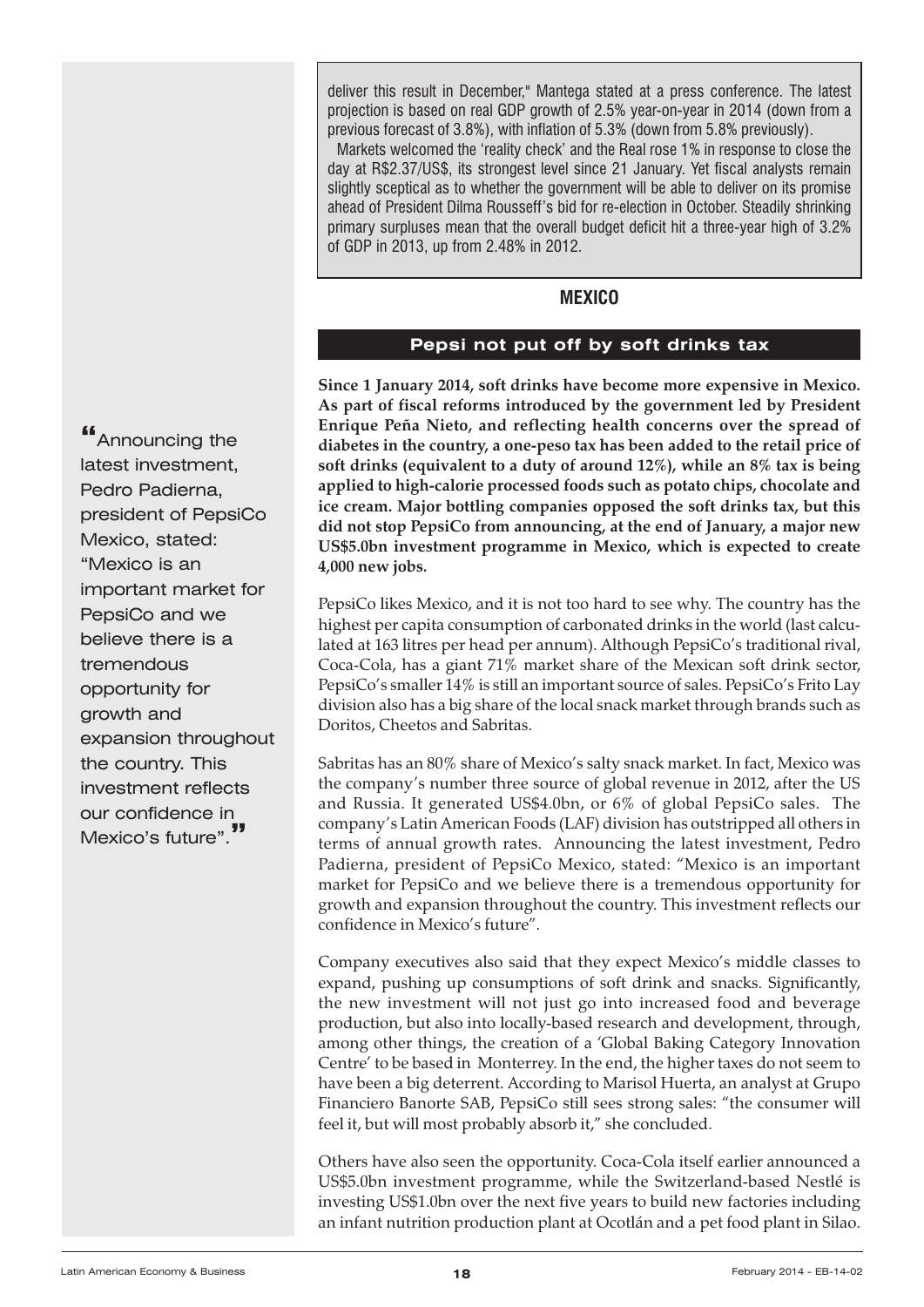deliver this result in December," Mantega stated at a press conference. The latest projection is based on real GDP growth of 2.5% year-on-year in 2014 (down from a previous forecast of 3.8%), with inflation of 5.3% (down from 5.8% previously).

Markets welcomed the 'reality check' and the Real rose 1% in response to close the day at R$2.37/US$, its strongest level since 21 January. Yet fiscal analysts remain slightly sceptical as to whether the government will be able to deliver on its promise ahead of President Dilma Rousseff's bid for re-election in October. Steadily shrinking primary surpluses mean that the overall budget deficit hit a three-year high of 3.2% of GDP in 2013, up from 2.48% in 2012.

## MEXICO

### Pepsi not put off by soft drinks tax

**Since 1 January 2014, soft drinks have become more expensive in Mexico. As part of fiscal reforms introduced by the government led by President Enrique Peña Nieto, and reflecting health concerns over the spread of diabetes in the country, a one-peso tax has been added to the retail price of soft drinks (equivalent to a duty of around 12%), while an 8% tax is being applied to high-calorie processed foods such as potato chips, chocolate and ice cream. Major bottling companies opposed the soft drinks tax, but this did not stop PepsiCo from announcing, at the end of January, a major new US$5.0bn investment programme in Mexico, which is expected to create 4,000 new jobs.**

PepsiCo likes Mexico, and it is not too hard to see why. The country has the highest per capita consumption of carbonated drinks in the world (last calculated at 163 litres per head per annum). Although PepsiCo's traditional rival, Coca-Cola, has a giant 71% market share of the Mexican soft drink sector, PepsiCo's smaller 14% is still an important source of sales. PepsiCo's Frito Lay division also has a big share of the local snack market through brands such as Doritos, Cheetos and Sabritas.

Sabritas has an 80% share of Mexico's salty snack market. In fact, Mexico was the company's number three source of global revenue in 2012, after the US and Russia. It generated US$4.0bn, or 6% of global PepsiCo sales. The company's Latin American Foods (LAF) division has outstripped all others in terms of annual growth rates. Announcing the latest investment, Pedro Padierna, president of PepsiCo Mexico, stated: "Mexico is an important market for PepsiCo and we believe there is a tremendous opportunity for growth and expansion throughout the country. This investment reflects our confidence in Mexico's future".

> "Announcing the latest investment, Pedro Padierna, president of PepsiCo Mexico, stated: "Mexico is an important market for PepsiCo and we believe there is a tremendous opportunity for growth and expansion throughout the country. This investment reflects our confidence in Mexico's future"."

Company executives also said that they expect Mexico's middle classes to expand, pushing up consumptions of soft drink and snacks. Significantly, the new investment will not just go into increased food and beverage production, but also into locally-based research and development, through, among other things, the creation of a 'Global Baking Category Innovation Centre' to be based in Monterrey. In the end, the higher taxes do not seem to have been a big deterrent. According to Marisol Huerta, an analyst at Grupo Financiero Banorte SAB, PepsiCo still sees strong sales: "the consumer will feel it, but will most probably absorb it," she concluded.

Others have also seen the opportunity. Coca-Cola itself earlier announced a US$5.0bn investment programme, while the Switzerland-based Nestlé is investing US$1.0bn over the next five years to build new factories including an infant nutrition production plant at Ocotlán and a pet food plant in Silao.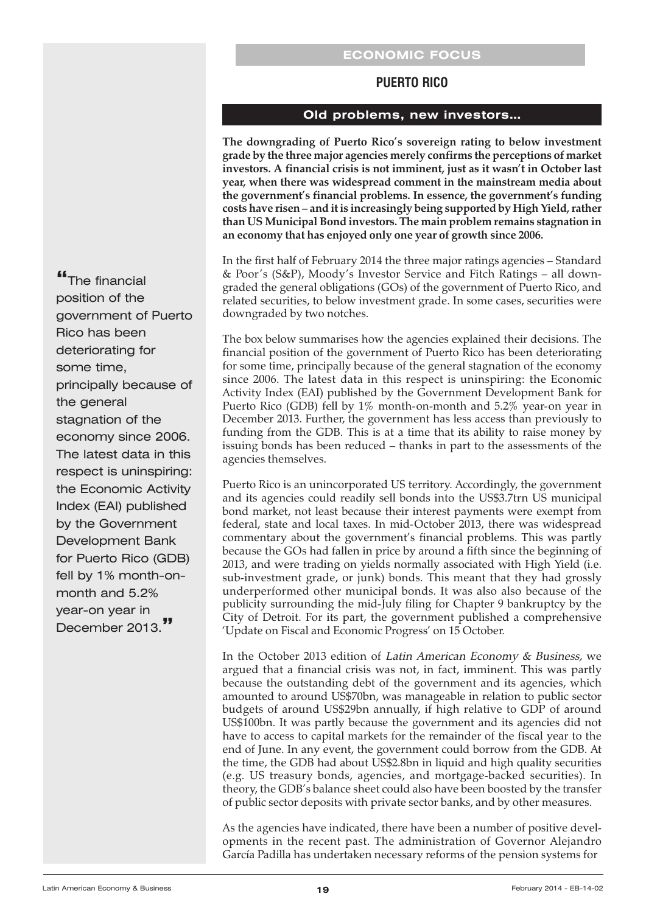ECONOMIC FOCUS

## PUERTO RICO

### Old problems, new investors...

**The downgrading of Puerto Rico's sovereign rating to below investment grade by the three major agencies merely confirms the perceptions of market investors. A financial crisis is not imminent, just as it wasn't in October last year, when there was widespread comment in the mainstream media about the government's financial problems. In essence, the government's funding costs have risen – and it is increasingly being supported by High Yield, rather than US Municipal Bond investors. The main problem remains stagnation in an economy that has enjoyed only one year of growth since 2006.**

In the first half of February 2014 the three major ratings agencies – Standard & Poor's (S&P), Moody's Investor Service and Fitch Ratings – all downgraded the general obligations (GOs) of the government of Puerto Rico, and related securities, to below investment grade. In some cases, securities were downgraded by two notches.

The box below summarises how the agencies explained their decisions. The financial position of the government of Puerto Rico has been deteriorating for some time, principally because of the general stagnation of the economy since 2006. The latest data in this respect is uninspiring: the Economic Activity Index (EAI) published by the Government Development Bank for Puerto Rico (GDB) fell by 1% month-on-month and 5.2% year-on year in December 2013. Further, the government has less access than previously to funding from the GDB. This is at a time that its ability to raise money by issuing bonds has been reduced – thanks in part to the assessments of the agencies themselves.

> "The financial position of the government of Puerto Rico has been deteriorating for some time, principally because of the general stagnation of the economy since 2006. The latest data in this respect is uninspiring: the Economic Activity Index (EAI) published by the Government Development Bank for Puerto Rico (GDB) fell by 1% month-on-month and 5.2% year-on year in December 2013."

Puerto Rico is an unincorporated US territory. Accordingly, the government and its agencies could readily sell bonds into the US$3.7trn US municipal bond market, not least because their interest payments were exempt from federal, state and local taxes. In mid-October 2013, there was widespread commentary about the government's financial problems. This was partly because the GOs had fallen in price by around a fifth since the beginning of 2013, and were trading on yields normally associated with High Yield (i.e. sub-investment grade, or junk) bonds. This meant that they had grossly underperformed other municipal bonds. It was also also because of the publicity surrounding the mid-July filing for Chapter 9 bankruptcy by the City of Detroit. For its part, the government published a comprehensive 'Update on Fiscal and Economic Progress' on 15 October.

In the October 2013 edition of *Latin American Economy & Business,* we argued that a financial crisis was not, in fact, imminent. This was partly because the outstanding debt of the government and its agencies, which amounted to around US$70bn, was manageable in relation to public sector budgets of around US$29bn annually, if high relative to GDP of around US$100bn. It was partly because the government and its agencies did not have to access to capital markets for the remainder of the fiscal year to the end of June. In any event, the government could borrow from the GDB. At the time, the GDB had about US$2.8bn in liquid and high quality securities (e.g. US treasury bonds, agencies, and mortgage-backed securities). In theory, the GDB's balance sheet could also have been boosted by the transfer of public sector deposits with private sector banks, and by other measures.

As the agencies have indicated, there have been a number of positive developments in the recent past. The administration of Governor Alejandro García Padilla has undertaken necessary reforms of the pension systems for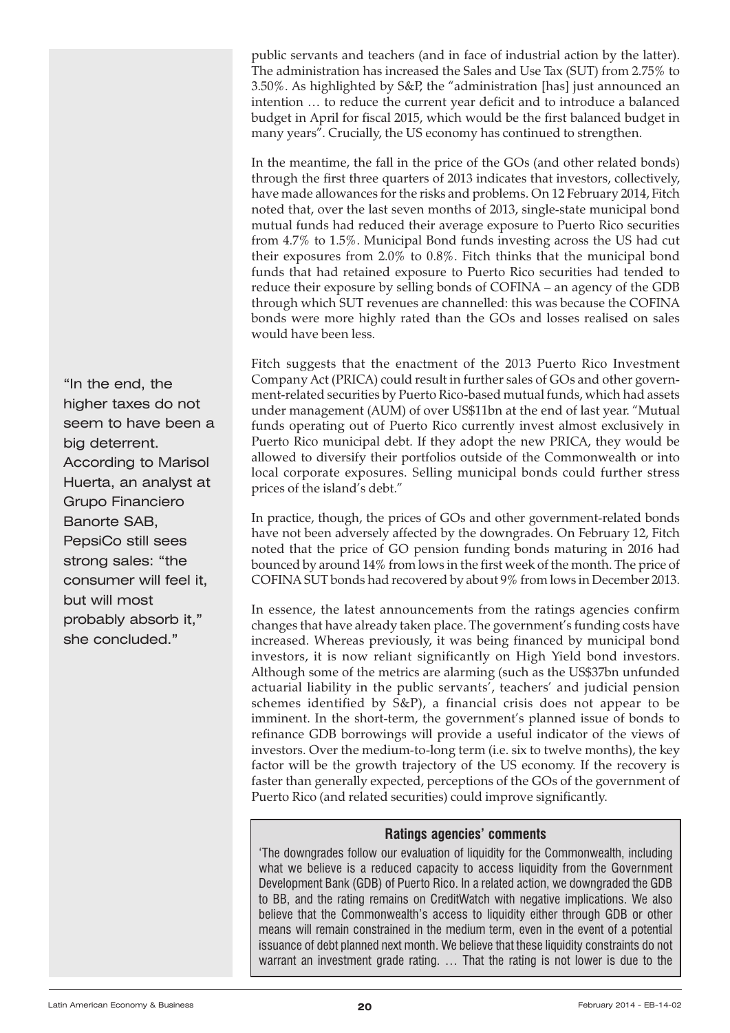public servants and teachers (and in face of industrial action by the latter). The administration has increased the Sales and Use Tax (SUT) from 2.75% to 3.50%. As highlighted by S&P, the "administration [has] just announced an intention … to reduce the current year deficit and to introduce a balanced budget in April for fiscal 2015, which would be the first balanced budget in many years". Crucially, the US economy has continued to strengthen.

In the meantime, the fall in the price of the GOs (and other related bonds) through the first three quarters of 2013 indicates that investors, collectively, have made allowances for the risks and problems. On 12 February 2014, Fitch noted that, over the last seven months of 2013, single-state municipal bond mutual funds had reduced their average exposure to Puerto Rico securities from 4.7% to 1.5%. Municipal Bond funds investing across the US had cut their exposures from 2.0% to 0.8%. Fitch thinks that the municipal bond funds that had retained exposure to Puerto Rico securities had tended to reduce their exposure by selling bonds of COFINA – an agency of the GDB through which SUT revenues are channelled: this was because the COFINA bonds were more highly rated than the GOs and losses realised on sales would have been less.

Fitch suggests that the enactment of the 2013 Puerto Rico Investment Company Act (PRICA) could result in further sales of GOs and other government-related securities by Puerto Rico-based mutual funds, which had assets under management (AUM) of over US$11bn at the end of last year. "Mutual funds operating out of Puerto Rico currently invest almost exclusively in Puerto Rico municipal debt. If they adopt the new PRICA, they would be allowed to diversify their portfolios outside of the Commonwealth or into local corporate exposures. Selling municipal bonds could further stress prices of the island's debt."

In practice, though, the prices of GOs and other government-related bonds have not been adversely affected by the downgrades. On February 12, Fitch noted that the price of GO pension funding bonds maturing in 2016 had bounced by around 14% from lows in the first week of the month. The price of COFINA SUT bonds had recovered by about 9% from lows in December 2013.

In essence, the latest announcements from the ratings agencies confirm changes that have already taken place. The government's funding costs have increased. Whereas previously, it was being financed by municipal bond investors, it is now reliant significantly on High Yield bond investors. Although some of the metrics are alarming (such as the US$37bn unfunded actuarial liability in the public servants', teachers' and judicial pension schemes identified by S&P), a financial crisis does not appear to be imminent. In the short-term, the government's planned issue of bonds to refinance GDB borrowings will provide a useful indicator of the views of investors. Over the medium-to-long term (i.e. six to twelve months), the key factor will be the growth trajectory of the US economy. If the recovery is faster than generally expected, perceptions of the GOs of the government of Puerto Rico (and related securities) could improve significantly.

"In the end, the higher taxes do not seem to have been a big deterrent. According to Marisol Huerta, an analyst at Grupo Financiero Banorte SAB, PepsiCo still sees strong sales: "the consumer will feel it, but will most probably absorb it," she concluded."

### Ratings agencies' comments

'The downgrades follow our evaluation of liquidity for the Commonwealth, including what we believe is a reduced capacity to access liquidity from the Government Development Bank (GDB) of Puerto Rico. In a related action, we downgraded the GDB to BB, and the rating remains on CreditWatch with negative implications. We also believe that the Commonwealth's access to liquidity either through GDB or other means will remain constrained in the medium term, even in the event of a potential issuance of debt planned next month. We believe that these liquidity constraints do not warrant an investment grade rating. … That the rating is not lower is due to the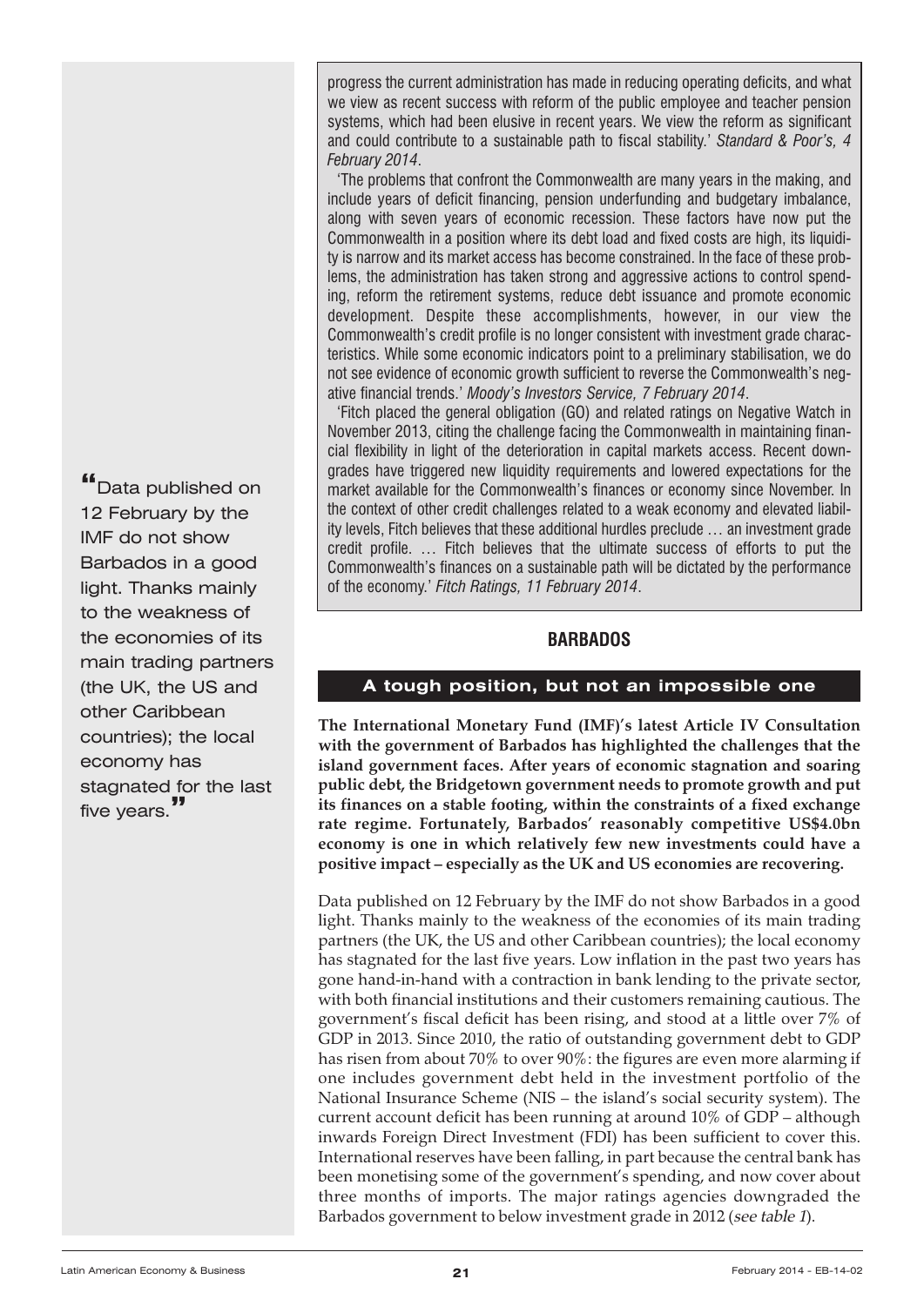progress the current administration has made in reducing operating deficits, and what we view as recent success with reform of the public employee and teacher pension systems, which had been elusive in recent years. We view the reform as significant and could contribute to a sustainable path to fiscal stability.' *Standard & Poor's, 4 February 2014*.

'The problems that confront the Commonwealth are many years in the making, and include years of deficit financing, pension underfunding and budgetary imbalance, along with seven years of economic recession. These factors have now put the Commonwealth in a position where its debt load and fixed costs are high, its liquidity is narrow and its market access has become constrained. In the face of these problems, the administration has taken strong and aggressive actions to control spending, reform the retirement systems, reduce debt issuance and promote economic development. Despite these accomplishments, however, in our view the Commonwealth's credit profile is no longer consistent with investment grade characteristics. While some economic indicators point to a preliminary stabilisation, we do not see evidence of economic growth sufficient to reverse the Commonwealth's negative financial trends.' *Moody's Investors Service, 7 February 2014*.

'Fitch placed the general obligation (GO) and related ratings on Negative Watch in November 2013, citing the challenge facing the Commonwealth in maintaining financial flexibility in light of the deterioration in capital markets access. Recent downgrades have triggered new liquidity requirements and lowered expectations for the market available for the Commonwealth's finances or economy since November. In the context of other credit challenges related to a weak economy and elevated liability levels, Fitch believes that these additional hurdles preclude … an investment grade credit profile. … Fitch believes that the ultimate success of efforts to put the Commonwealth's finances on a sustainable path will be dictated by the performance of the economy.' *Fitch Ratings, 11 February 2014*.

## BARBADOS

### A tough position, but not an impossible one

**The International Monetary Fund (IMF)'s latest Article IV Consultation with the government of Barbados has highlighted the challenges that the island government faces. After years of economic stagnation and soaring public debt, the Bridgetown government needs to promote growth and put its finances on a stable footing, within the constraints of a fixed exchange rate regime. Fortunately, Barbados' reasonably competitive US$4.0bn economy is one in which relatively few new investments could have a positive impact – especially as the UK and US economies are recovering.**

> "Data published on 12 February by the IMF do not show Barbados in a good light. Thanks mainly to the weakness of the economies of its main trading partners (the UK, the US and other Caribbean countries); the local economy has stagnated for the last five years."

Data published on 12 February by the IMF do not show Barbados in a good light. Thanks mainly to the weakness of the economies of its main trading partners (the UK, the US and other Caribbean countries); the local economy has stagnated for the last five years. Low inflation in the past two years has gone hand-in-hand with a contraction in bank lending to the private sector, with both financial institutions and their customers remaining cautious. The government's fiscal deficit has been rising, and stood at a little over 7% of GDP in 2013. Since 2010, the ratio of outstanding government debt to GDP has risen from about 70% to over 90%: the figures are even more alarming if one includes government debt held in the investment portfolio of the National Insurance Scheme (NIS – the island's social security system). The current account deficit has been running at around 10% of GDP – although inwards Foreign Direct Investment (FDI) has been sufficient to cover this. International reserves have been falling, in part because the central bank has been monetising some of the government's spending, and now cover about three months of imports. The major ratings agencies downgraded the Barbados government to below investment grade in 2012 (*see table 1*).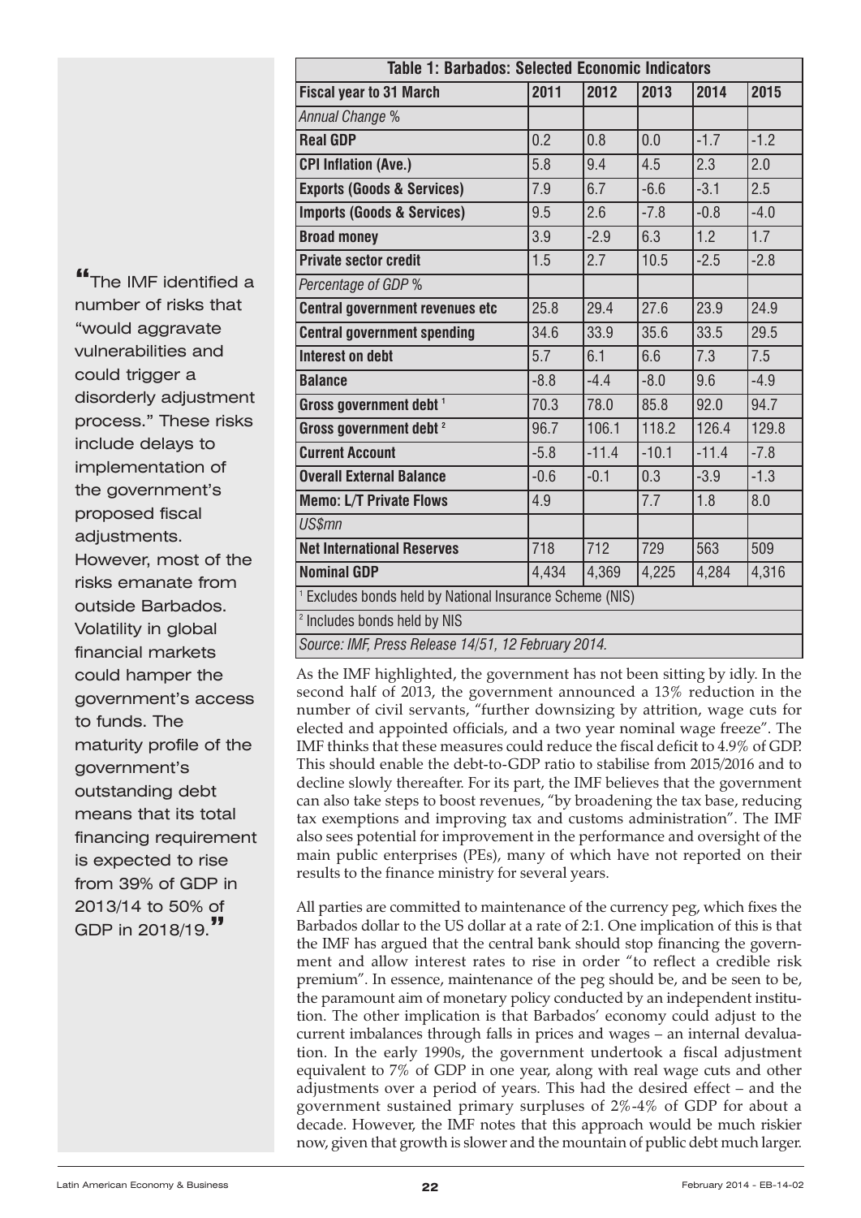| Table 1: Barbados: Selected Economic Indicators | | | | | |
|---|---|---|---|---|---|
| **Fiscal year to 31 March** | **2011** | **2012** | **2013** | **2014** | **2015** |
| *Annual Change %* | | | | | |
| **Real GDP** | 0.2 | 0.8 | 0.0 | -1.7 | -1.2 |
| **CPI Inflation (Ave.)** | 5.8 | 9.4 | 4.5 | 2.3 | 2.0 |
| **Exports (Goods & Services)** | 7.9 | 6.7 | -6.6 | -3.1 | 2.5 |
| **Imports (Goods & Services)** | 9.5 | 2.6 | -7.8 | -0.8 | -4.0 |
| **Broad money** | 3.9 | -2.9 | 6.3 | 1.2 | 1.7 |
| **Private sector credit** | 1.5 | 2.7 | 10.5 | -2.5 | -2.8 |
| *Percentage of GDP %* | | | | | |
| **Central government revenues etc** | 25.8 | 29.4 | 27.6 | 23.9 | 24.9 |
| **Central government spending** | 34.6 | 33.9 | 35.6 | 33.5 | 29.5 |
| **Interest on debt** | 5.7 | 6.1 | 6.6 | 7.3 | 7.5 |
| **Balance** | -8.8 | -4.4 | -8.0 | 9.6 | -4.9 |
| **Gross government debt [1]** | 70.3 | 78.0 | 85.8 | 92.0 | 94.7 |
| **Gross government debt [2]** | 96.7 | 106.1 | 118.2 | 126.4 | 129.8 |
| **Current Account** | -5.8 | -11.4 | -10.1 | -11.4 | -7.8 |
| **Overall External Balance** | -0.6 | -0.1 | 0.3 | -3.9 | -1.3 |
| **Memo: L/T Private Flows** | 4.9 | | 7.7 | 1.8 | 8.0 |
| *US$mn* | | | | | |
| **Net International Reserves** | 718 | 712 | 729 | 563 | 509 |
| **Nominal GDP** | 4,434 | 4,369 | 4,225 | 4,284 | 4,316 |

[1] Excludes bonds held by National Insurance Scheme (NIS)

[2] Includes bonds held by NIS

*Source: IMF, Press Release 14/51, 12 February 2014.*

As the IMF highlighted, the government has not been sitting by idly. In the second half of 2013, the government announced a 13% reduction in the number of civil servants, "further downsizing by attrition, wage cuts for elected and appointed officials, and a two year nominal wage freeze". The IMF thinks that these measures could reduce the fiscal deficit to 4.9% of GDP. This should enable the debt-to-GDP ratio to stabilise from 2015/2016 and to decline slowly thereafter. For its part, the IMF believes that the government can also take steps to boost revenues, "by broadening the tax base, reducing tax exemptions and improving tax and customs administration". The IMF also sees potential for improvement in the performance and oversight of the main public enterprises (PEs), many of which have not reported on their results to the finance ministry for several years.

> "The IMF identified a number of risks that "would aggravate vulnerabilities and could trigger a disorderly adjustment process." These risks include delays to implementation of the government's proposed fiscal adjustments. However, most of the risks emanate from outside Barbados. Volatility in global financial markets could hamper the government's access to funds. The maturity profile of the government's outstanding debt means that its total financing requirement is expected to rise from 39% of GDP in 2013/14 to 50% of GDP in 2018/19."

All parties are committed to maintenance of the currency peg, which fixes the Barbados dollar to the US dollar at a rate of 2:1. One implication of this is that the IMF has argued that the central bank should stop financing the government and allow interest rates to rise in order "to reflect a credible risk premium". In essence, maintenance of the peg should be, and be seen to be, the paramount aim of monetary policy conducted by an independent institution. The other implication is that Barbados' economy could adjust to the current imbalances through falls in prices and wages – an internal devaluation. In the early 1990s, the government undertook a fiscal adjustment equivalent to 7% of GDP in one year, along with real wage cuts and other adjustments over a period of years. This had the desired effect – and the government sustained primary surpluses of 2%-4% of GDP for about a decade. However, the IMF notes that this approach would be much riskier now, given that growth is slower and the mountain of public debt much larger.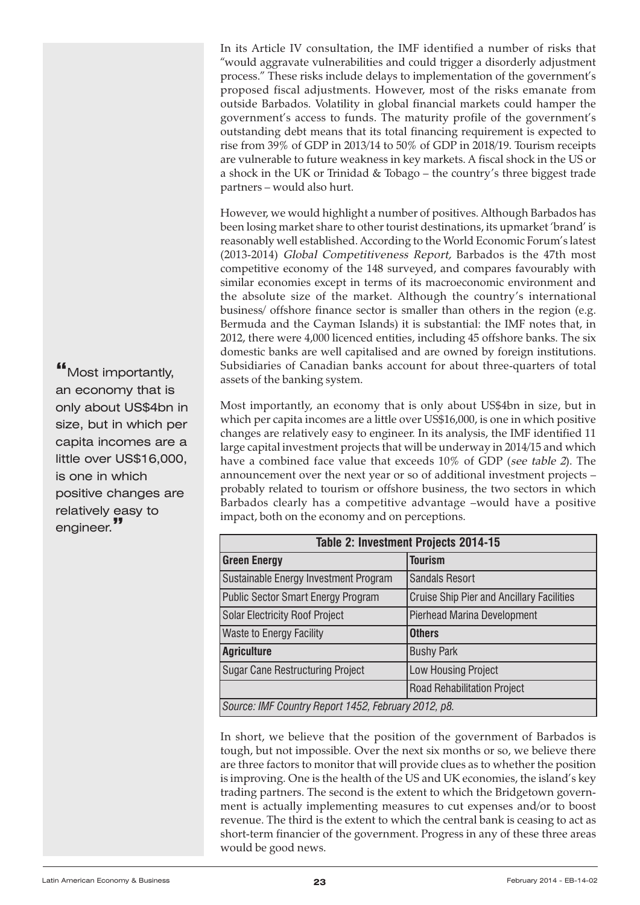In its Article IV consultation, the IMF identified a number of risks that "would aggravate vulnerabilities and could trigger a disorderly adjustment process." These risks include delays to implementation of the government's proposed fiscal adjustments. However, most of the risks emanate from outside Barbados. Volatility in global financial markets could hamper the government's access to funds. The maturity profile of the government's outstanding debt means that its total financing requirement is expected to rise from 39% of GDP in 2013/14 to 50% of GDP in 2018/19. Tourism receipts are vulnerable to future weakness in key markets. A fiscal shock in the US or a shock in the UK or Trinidad & Tobago – the country's three biggest trade partners – would also hurt.

However, we would highlight a number of positives. Although Barbados has been losing market share to other tourist destinations, its upmarket 'brand' is reasonably well established. According to the World Economic Forum's latest (2013-2014) *Global Competitiveness Report,* Barbados is the 47th most competitive economy of the 148 surveyed, and compares favourably with similar economies except in terms of its macroeconomic environment and the absolute size of the market. Although the country's international business/ offshore finance sector is smaller than others in the region (e.g. Bermuda and the Cayman Islands) it is substantial: the IMF notes that, in 2012, there were 4,000 licenced entities, including 45 offshore banks. The six domestic banks are well capitalised and are owned by foreign institutions. Subsidiaries of Canadian banks account for about three-quarters of total assets of the banking system.

> "Most importantly, an economy that is only about US$4bn in size, but in which per capita incomes are a little over US$16,000, is one in which positive changes are relatively easy to engineer."

Most importantly, an economy that is only about US$4bn in size, but in which per capita incomes are a little over US$16,000, is one in which positive changes are relatively easy to engineer. In its analysis, the IMF identified 11 large capital investment projects that will be underway in 2014/15 and which have a combined face value that exceeds 10% of GDP (*see table 2*). The announcement over the next year or so of additional investment projects – probably related to tourism or offshore business, the two sectors in which Barbados clearly has a competitive advantage –would have a positive impact, both on the economy and on perceptions.

**Table 2: Investment Projects 2014-15**

| **Green Energy** | **Tourism** |
|---|---|
| Sustainable Energy Investment Program | Sandals Resort |
| Public Sector Smart Energy Program | Cruise Ship Pier and Ancillary Facilities |
| Solar Electricity Roof Project | Pierhead Marina Development |
| Waste to Energy Facility | **Others** |
| **Agriculture** | Bushy Park |
| Sugar Cane Restructuring Project | Low Housing Project |
| | Road Rehabilitation Project |

*Source: IMF Country Report 1452, February 2012, p8.*

In short, we believe that the position of the government of Barbados is tough, but not impossible. Over the next six months or so, we believe there are three factors to monitor that will provide clues as to whether the position is improving. One is the health of the US and UK economies, the island's key trading partners. The second is the extent to which the Bridgetown government is actually implementing measures to cut expenses and/or to boost revenue. The third is the extent to which the central bank is ceasing to act as short-term financier of the government. Progress in any of these three areas would be good news.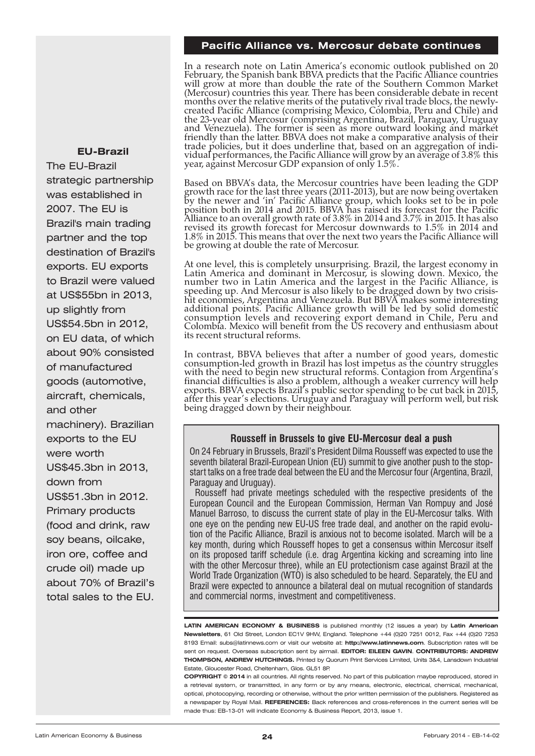## Pacific Alliance vs. Mercosur debate continues

In a research note on Latin America's economic outlook published on 20 February, the Spanish bank BBVA predicts that the Pacific Alliance countries will grow at more than double the rate of the Southern Common Market (Mercosur) countries this year. There has been considerable debate in recent months over the relative merits of the putatively rival trade blocs, the newly-created Pacific Alliance (comprising Mexico, Colombia, Peru and Chile) and the 23-year old Mercosur (comprising Argentina, Brazil, Paraguay, Uruguay and Venezuela). The former is seen as more outward looking and market friendly than the latter. BBVA does not make a comparative analysis of their trade policies, but it does underline that, based on an aggregation of individual performances, the Pacific Alliance will grow by an average of 3.8% this year, against Mercosur GDP expansion of only 1.5%.

Based on BBVA's data, the Mercosur countries have been leading the GDP growth race for the last three years (2011-2013), but are now being overtaken by the newer and 'in' Pacific Alliance group, which looks set to be in pole position both in 2014 and 2015. BBVA has raised its forecast for the Pacific Alliance to an overall growth rate of 3.8% in 2014 and 3.7% in 2015. It has also revised its growth forecast for Mercosur downwards to 1.5% in 2014 and 1.8% in 2015. This means that over the next two years the Pacific Alliance will be growing at double the rate of Mercosur.

At one level, this is completely unsurprising. Brazil, the largest economy in Latin America and dominant in Mercosur, is slowing down. Mexico, the number two in Latin America and the largest in the Pacific Alliance, is speeding up. And Mercosur is also likely to be dragged down by two crisis-hit economies, Argentina and Venezuela. But BBVA makes some interesting additional points. Pacific Alliance growth will be led by solid domestic consumption levels and recovering export demand in Chile, Peru and Colombia. Mexico will benefit from the US recovery and enthusiasm about its recent structural reforms.

In contrast, BBVA believes that after a number of good years, domestic consumption-led growth in Brazil has lost impetus as the country struggles with the need to begin new structural reforms. Contagion from Argentina's financial difficulties is also a problem, although a weaker currency will help exports. BBVA expects Brazil's public sector spending to be cut back in 2015, after this year's elections. Uruguay and Paraguay will perform well, but risk being dragged down by their neighbour.

### Rousseff in Brussels to give EU-Mercosur deal a push

On 24 February in Brussels, Brazil's President Dilma Rousseff was expected to use the seventh bilateral Brazil-European Union (EU) summit to give another push to the stop-start talks on a free trade deal between the EU and the Mercosur four (Argentina, Brazil, Paraguay and Uruguay).

Rousseff had private meetings scheduled with the respective presidents of the European Council and the European Commission, Herman Van Rompuy and José Manuel Barroso, to discuss the current state of play in the EU-Mercosur talks. With one eye on the pending new EU-US free trade deal, and another on the rapid evolution of the Pacific Alliance, Brazil is anxious not to become isolated. March will be a key month, during which Rousseff hopes to get a consensus within Mercosur itself on its proposed tariff schedule (i.e. drag Argentina kicking and screaming into line with the other Mercosur three), while an EU protectionism case against Brazil at the World Trade Organization (WTO) is also scheduled to be heard. Separately, the EU and Brazil were expected to announce a bilateral deal on mutual recognition of standards and commercial norms, investment and competitiveness.

### EU-Brazil

The EU-Brazil strategic partnership was established in 2007. The EU is Brazil's main trading partner and the top destination of Brazil's exports. EU exports to Brazil were valued at US$55bn in 2013, up slightly from US$54.5bn in 2012, on EU data, of which about 90% consisted of manufactured goods (automotive, aircraft, chemicals, and other machinery). Brazilian exports to the EU were worth US$45.3bn in 2013, down from US$51.3bn in 2012. Primary products (food and drink, raw soy beans, oilcake, iron ore, coffee and crude oil) made up about 70% of Brazil's total sales to the EU.

---

**LATIN AMERICAN ECONOMY & BUSINESS** is published monthly (12 issues a year) by **Latin American Newsletters**, 61 Old Street, London EC1V 9HW, England. Telephone +44 (0)20 7251 0012, Fax +44 (0)20 7253 8193 Email: subs@latinnews.com or visit our website at: **http://www.latinnews.com**. Subscription rates will be sent on request. Overseas subscription sent by airmail. **EDITOR: EILEEN GAVIN**. **CONTRIBUTORS: ANDREW THOMPSON, ANDREW HUTCHINGS.** Printed by Quorum Print Services Limited, Units 3&4, Lansdown Industrial Estate, Gloucester Road, Cheltenham, Glos. GL51 8P.

**COPYRIGHT © 2014** in all countries. All rights reserved. No part of this publication maybe reproduced, stored in a retrieval system, or transmitted, in any form or by any means, electronic, electrical, chemical, mechanical, optical, photocopying, recording or otherwise, without the prior written permission of the publishers. Registered as a newspaper by Royal Mail. **REFERENCES:** Back references and cross-references in the current series will be made thus: EB-13-01 will indicate Economy & Business Report, 2013, issue 1.